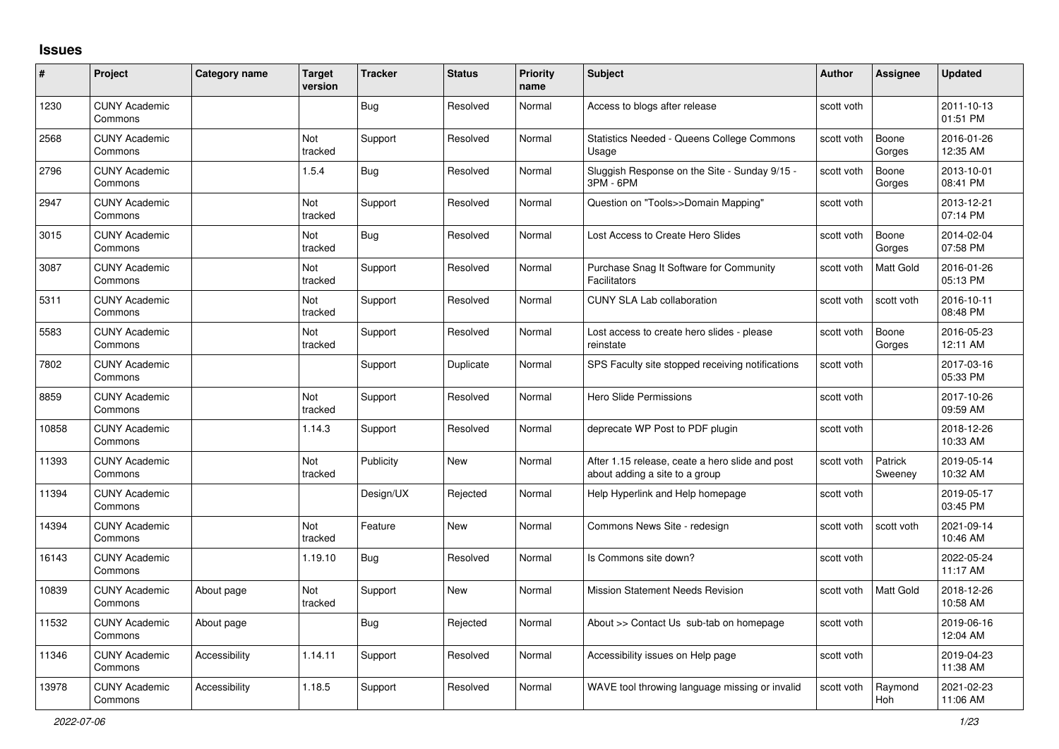# Issues

| # | Project | Category name | Target version | Tracker | Status | Priority name | Subject | Author | Assignee | Updated |
|---|---|---|---|---|---|---|---|---|---|---|
| 1230 | CUNY Academic Commons | | | Bug | Resolved | Normal | Access to blogs after release | scott voth | | 2011-10-13 01:51 PM |
| 2568 | CUNY Academic Commons | | Not tracked | Support | Resolved | Normal | Statistics Needed - Queens College Commons Usage | scott voth | Boone Gorges | 2016-01-26 12:35 AM |
| 2796 | CUNY Academic Commons | | 1.5.4 | Bug | Resolved | Normal | Sluggish Response on the Site - Sunday 9/15 - 3PM - 6PM | scott voth | Boone Gorges | 2013-10-01 08:41 PM |
| 2947 | CUNY Academic Commons | | Not tracked | Support | Resolved | Normal | Question on "Tools>>Domain Mapping" | scott voth | | 2013-12-21 07:14 PM |
| 3015 | CUNY Academic Commons | | Not tracked | Bug | Resolved | Normal | Lost Access to Create Hero Slides | scott voth | Boone Gorges | 2014-02-04 07:58 PM |
| 3087 | CUNY Academic Commons | | Not tracked | Support | Resolved | Normal | Purchase Snag It Software for Community Facilitators | scott voth | Matt Gold | 2016-01-26 05:13 PM |
| 5311 | CUNY Academic Commons | | Not tracked | Support | Resolved | Normal | CUNY SLA Lab collaboration | scott voth | scott voth | 2016-10-11 08:48 PM |
| 5583 | CUNY Academic Commons | | Not tracked | Support | Resolved | Normal | Lost access to create hero slides - please reinstate | scott voth | Boone Gorges | 2016-05-23 12:11 AM |
| 7802 | CUNY Academic Commons | | | Support | Duplicate | Normal | SPS Faculty site stopped receiving notifications | scott voth | | 2017-03-16 05:33 PM |
| 8859 | CUNY Academic Commons | | Not tracked | Support | Resolved | Normal | Hero Slide Permissions | scott voth | | 2017-10-26 09:59 AM |
| 10858 | CUNY Academic Commons | | 1.14.3 | Support | Resolved | Normal | deprecate WP Post to PDF plugin | scott voth | | 2018-12-26 10:33 AM |
| 11393 | CUNY Academic Commons | | Not tracked | Publicity | New | Normal | After 1.15 release, ceate a hero slide and post about adding a site to a group | scott voth | Patrick Sweeney | 2019-05-14 10:32 AM |
| 11394 | CUNY Academic Commons | | | Design/UX | Rejected | Normal | Help Hyperlink and Help homepage | scott voth | | 2019-05-17 03:45 PM |
| 14394 | CUNY Academic Commons | | Not tracked | Feature | New | Normal | Commons News Site - redesign | scott voth | scott voth | 2021-09-14 10:46 AM |
| 16143 | CUNY Academic Commons | | 1.19.10 | Bug | Resolved | Normal | Is Commons site down? | scott voth | | 2022-05-24 11:17 AM |
| 10839 | CUNY Academic Commons | About page | Not tracked | Support | New | Normal | Mission Statement Needs Revision | scott voth | Matt Gold | 2018-12-26 10:58 AM |
| 11532 | CUNY Academic Commons | About page | | Bug | Rejected | Normal | About >> Contact Us sub-tab on homepage | scott voth | | 2019-06-16 12:04 AM |
| 11346 | CUNY Academic Commons | Accessibility | 1.14.11 | Support | Resolved | Normal | Accessibility issues on Help page | scott voth | | 2019-04-23 11:38 AM |
| 13978 | CUNY Academic Commons | Accessibility | 1.18.5 | Support | Resolved | Normal | WAVE tool throwing language missing or invalid | scott voth | Raymond Hoh | 2021-02-23 11:06 AM |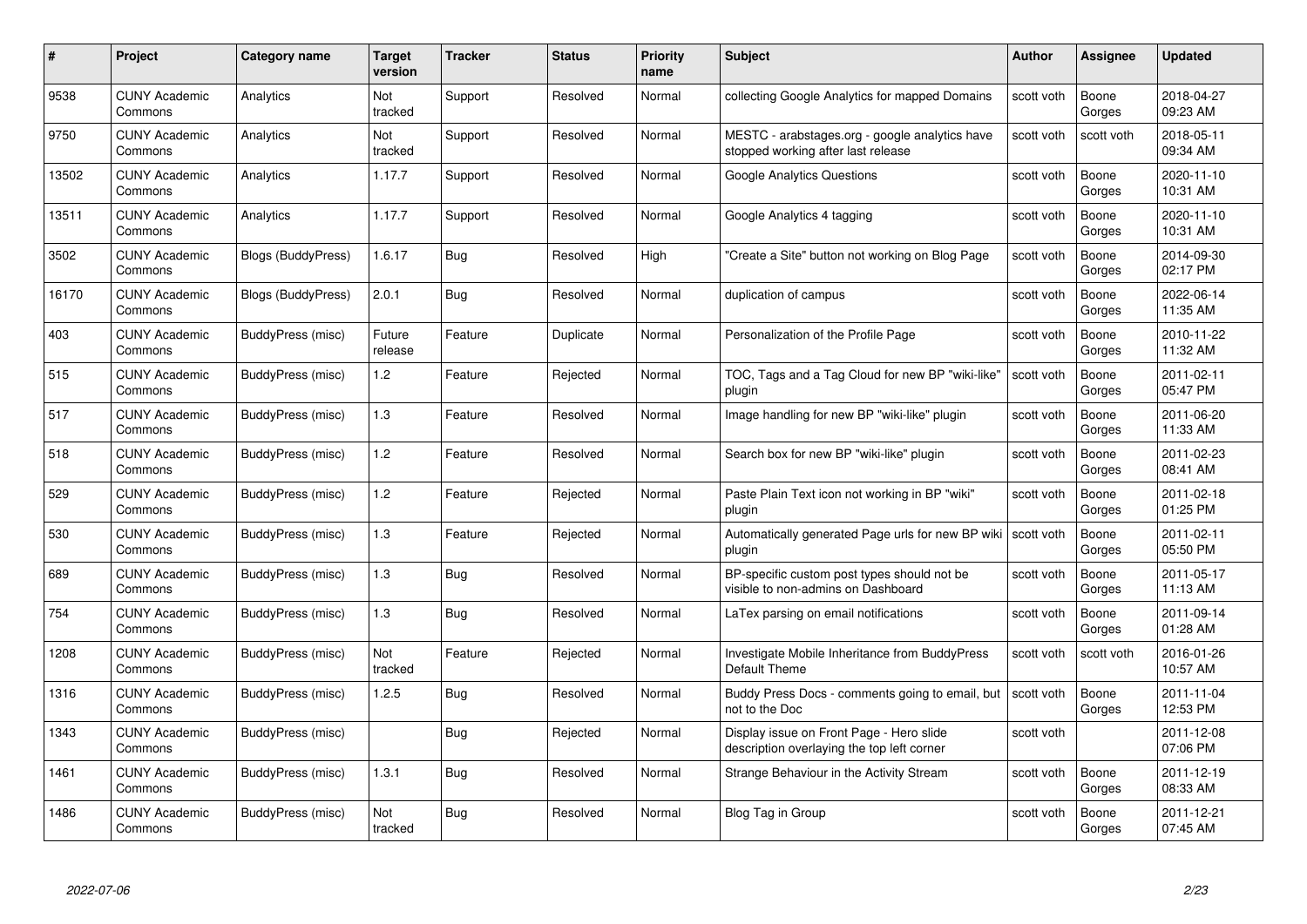| # | Project | Category name | Target version | Tracker | Status | Priority name | Subject | Author | Assignee | Updated |
|---|---|---|---|---|---|---|---|---|---|---|
| 9538 | CUNY Academic Commons | Analytics | Not tracked | Support | Resolved | Normal | collecting Google Analytics for mapped Domains | scott voth | Boone Gorges | 2018-04-27 09:23 AM |
| 9750 | CUNY Academic Commons | Analytics | Not tracked | Support | Resolved | Normal | MESTC - arabstages.org - google analytics have stopped working after last release | scott voth | scott voth | 2018-05-11 09:34 AM |
| 13502 | CUNY Academic Commons | Analytics | 1.17.7 | Support | Resolved | Normal | Google Analytics Questions | scott voth | Boone Gorges | 2020-11-10 10:31 AM |
| 13511 | CUNY Academic Commons | Analytics | 1.17.7 | Support | Resolved | Normal | Google Analytics 4 tagging | scott voth | Boone Gorges | 2020-11-10 10:31 AM |
| 3502 | CUNY Academic Commons | Blogs (BuddyPress) | 1.6.17 | Bug | Resolved | High | "Create a Site" button not working on Blog Page | scott voth | Boone Gorges | 2014-09-30 02:17 PM |
| 16170 | CUNY Academic Commons | Blogs (BuddyPress) | 2.0.1 | Bug | Resolved | Normal | duplication of campus | scott voth | Boone Gorges | 2022-06-14 11:35 AM |
| 403 | CUNY Academic Commons | BuddyPress (misc) | Future release | Feature | Duplicate | Normal | Personalization of the Profile Page | scott voth | Boone Gorges | 2010-11-22 11:32 AM |
| 515 | CUNY Academic Commons | BuddyPress (misc) | 1.2 | Feature | Rejected | Normal | TOC, Tags and a Tag Cloud for new BP "wiki-like" plugin | scott voth | Boone Gorges | 2011-02-11 05:47 PM |
| 517 | CUNY Academic Commons | BuddyPress (misc) | 1.3 | Feature | Resolved | Normal | Image handling for new BP "wiki-like" plugin | scott voth | Boone Gorges | 2011-06-20 11:33 AM |
| 518 | CUNY Academic Commons | BuddyPress (misc) | 1.2 | Feature | Resolved | Normal | Search box for new BP "wiki-like" plugin | scott voth | Boone Gorges | 2011-02-23 08:41 AM |
| 529 | CUNY Academic Commons | BuddyPress (misc) | 1.2 | Feature | Rejected | Normal | Paste Plain Text icon not working in BP "wiki" plugin | scott voth | Boone Gorges | 2011-02-18 01:25 PM |
| 530 | CUNY Academic Commons | BuddyPress (misc) | 1.3 | Feature | Rejected | Normal | Automatically generated Page urls for new BP wiki plugin | scott voth | Boone Gorges | 2011-02-11 05:50 PM |
| 689 | CUNY Academic Commons | BuddyPress (misc) | 1.3 | Bug | Resolved | Normal | BP-specific custom post types should not be visible to non-admins on Dashboard | scott voth | Boone Gorges | 2011-05-17 11:13 AM |
| 754 | CUNY Academic Commons | BuddyPress (misc) | 1.3 | Bug | Resolved | Normal | LaTex parsing on email notifications | scott voth | Boone Gorges | 2011-09-14 01:28 AM |
| 1208 | CUNY Academic Commons | BuddyPress (misc) | Not tracked | Feature | Rejected | Normal | Investigate Mobile Inheritance from BuddyPress Default Theme | scott voth | scott voth | 2016-01-26 10:57 AM |
| 1316 | CUNY Academic Commons | BuddyPress (misc) | 1.2.5 | Bug | Resolved | Normal | Buddy Press Docs - comments going to email, but not to the Doc | scott voth | Boone Gorges | 2011-11-04 12:53 PM |
| 1343 | CUNY Academic Commons | BuddyPress (misc) | | Bug | Rejected | Normal | Display issue on Front Page - Hero slide description overlaying the top left corner | scott voth | | 2011-12-08 07:06 PM |
| 1461 | CUNY Academic Commons | BuddyPress (misc) | 1.3.1 | Bug | Resolved | Normal | Strange Behaviour in the Activity Stream | scott voth | Boone Gorges | 2011-12-19 08:33 AM |
| 1486 | CUNY Academic Commons | BuddyPress (misc) | Not tracked | Bug | Resolved | Normal | Blog Tag in Group | scott voth | Boone Gorges | 2011-12-21 07:45 AM |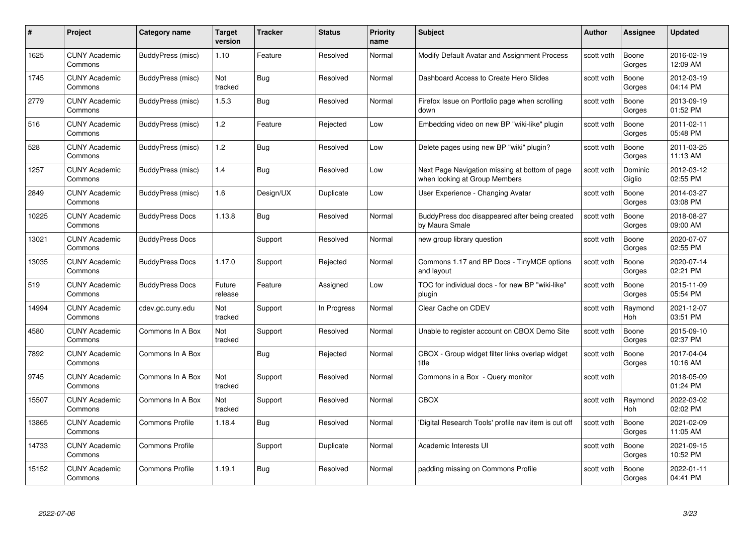| # | Project | Category name | Target version | Tracker | Status | Priority name | Subject | Author | Assignee | Updated |
|---|---|---|---|---|---|---|---|---|---|---|
| 1625 | CUNY Academic Commons | BuddyPress (misc) | 1.10 | Feature | Resolved | Normal | Modify Default Avatar and Assignment Process | scott voth | Boone Gorges | 2016-02-19 12:09 AM |
| 1745 | CUNY Academic Commons | BuddyPress (misc) | Not tracked | Bug | Resolved | Normal | Dashboard Access to Create Hero Slides | scott voth | Boone Gorges | 2012-03-19 04:14 PM |
| 2779 | CUNY Academic Commons | BuddyPress (misc) | 1.5.3 | Bug | Resolved | Normal | Firefox Issue on Portfolio page when scrolling down | scott voth | Boone Gorges | 2013-09-19 01:52 PM |
| 516 | CUNY Academic Commons | BuddyPress (misc) | 1.2 | Feature | Rejected | Low | Embedding video on new BP "wiki-like" plugin | scott voth | Boone Gorges | 2011-02-11 05:48 PM |
| 528 | CUNY Academic Commons | BuddyPress (misc) | 1.2 | Bug | Resolved | Low | Delete pages using new BP "wiki" plugin? | scott voth | Boone Gorges | 2011-03-25 11:13 AM |
| 1257 | CUNY Academic Commons | BuddyPress (misc) | 1.4 | Bug | Resolved | Low | Next Page Navigation missing at bottom of page when looking at Group Members | scott voth | Dominic Giglio | 2012-03-12 02:55 PM |
| 2849 | CUNY Academic Commons | BuddyPress (misc) | 1.6 | Design/UX | Duplicate | Low | User Experience - Changing Avatar | scott voth | Boone Gorges | 2014-03-27 03:08 PM |
| 10225 | CUNY Academic Commons | BuddyPress Docs | 1.13.8 | Bug | Resolved | Normal | BuddyPress doc disappeared after being created by Maura Smale | scott voth | Boone Gorges | 2018-08-27 09:00 AM |
| 13021 | CUNY Academic Commons | BuddyPress Docs | | Support | Resolved | Normal | new group library question | scott voth | Boone Gorges | 2020-07-07 02:55 PM |
| 13035 | CUNY Academic Commons | BuddyPress Docs | 1.17.0 | Support | Rejected | Normal | Commons 1.17 and BP Docs - TinyMCE options and layout | scott voth | Boone Gorges | 2020-07-14 02:21 PM |
| 519 | CUNY Academic Commons | BuddyPress Docs | Future release | Feature | Assigned | Low | TOC for individual docs - for new BP "wiki-like" plugin | scott voth | Boone Gorges | 2015-11-09 05:54 PM |
| 14994 | CUNY Academic Commons | cdev.gc.cuny.edu | Not tracked | Support | In Progress | Normal | Clear Cache on CDEV | scott voth | Raymond Hoh | 2021-12-07 03:51 PM |
| 4580 | CUNY Academic Commons | Commons In A Box | Not tracked | Support | Resolved | Normal | Unable to register account on CBOX Demo Site | scott voth | Boone Gorges | 2015-09-10 02:37 PM |
| 7892 | CUNY Academic Commons | Commons In A Box | | Bug | Rejected | Normal | CBOX - Group widget filter links overlap widget title | scott voth | Boone Gorges | 2017-04-04 10:16 AM |
| 9745 | CUNY Academic Commons | Commons In A Box | Not tracked | Support | Resolved | Normal | Commons in a Box - Query monitor | scott voth | | 2018-05-09 01:24 PM |
| 15507 | CUNY Academic Commons | Commons In A Box | Not tracked | Support | Resolved | Normal | CBOX | scott voth | Raymond Hoh | 2022-03-02 02:02 PM |
| 13865 | CUNY Academic Commons | Commons Profile | 1.18.4 | Bug | Resolved | Normal | 'Digital Research Tools' profile nav item is cut off | scott voth | Boone Gorges | 2021-02-09 11:05 AM |
| 14733 | CUNY Academic Commons | Commons Profile | | Support | Duplicate | Normal | Academic Interests UI | scott voth | Boone Gorges | 2021-09-15 10:52 PM |
| 15152 | CUNY Academic Commons | Commons Profile | 1.19.1 | Bug | Resolved | Normal | padding missing on Commons Profile | scott voth | Boone Gorges | 2022-01-11 04:41 PM |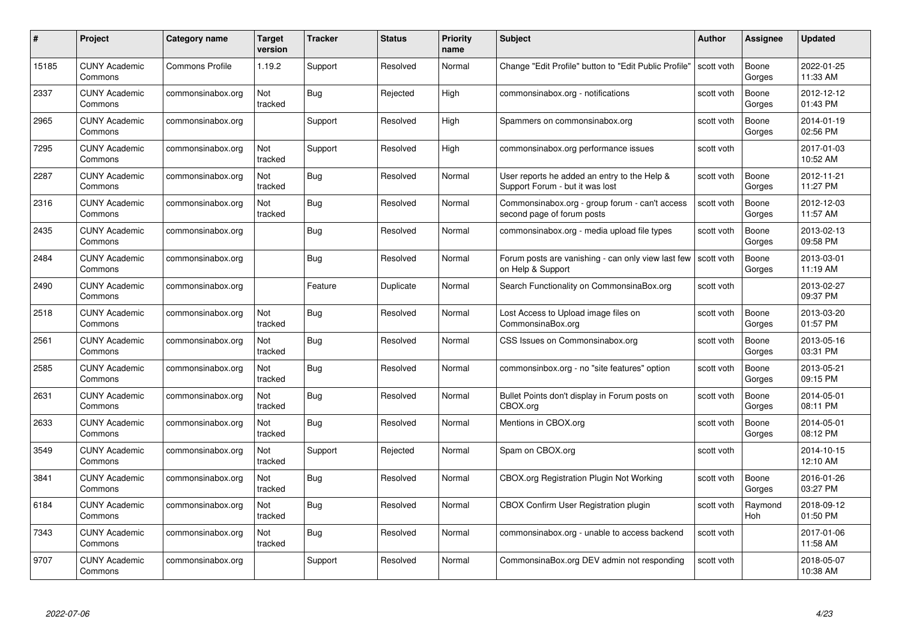| # | Project | Category name | Target version | Tracker | Status | Priority name | Subject | Author | Assignee | Updated |
|---|---|---|---|---|---|---|---|---|---|---|
| 15185 | CUNY Academic Commons | Commons Profile | 1.19.2 | Support | Resolved | Normal | Change "Edit Profile" button to "Edit Public Profile" | scott voth | Boone Gorges | 2022-01-25 11:33 AM |
| 2337 | CUNY Academic Commons | commonsinabox.org | Not tracked | Bug | Rejected | High | commonsinabox.org - notifications | scott voth | Boone Gorges | 2012-12-12 01:43 PM |
| 2965 | CUNY Academic Commons | commonsinabox.org | | Support | Resolved | High | Spammers on commonsinabox.org | scott voth | Boone Gorges | 2014-01-19 02:56 PM |
| 7295 | CUNY Academic Commons | commonsinabox.org | Not tracked | Support | Resolved | High | commonsinabox.org performance issues | scott voth | | 2017-01-03 10:52 AM |
| 2287 | CUNY Academic Commons | commonsinabox.org | Not tracked | Bug | Resolved | Normal | User reports he added an entry to the Help & Support Forum - but it was lost | scott voth | Boone Gorges | 2012-11-21 11:27 PM |
| 2316 | CUNY Academic Commons | commonsinabox.org | Not tracked | Bug | Resolved | Normal | Commonsinabox.org - group forum - can't access second page of forum posts | scott voth | Boone Gorges | 2012-12-03 11:57 AM |
| 2435 | CUNY Academic Commons | commonsinabox.org | | Bug | Resolved | Normal | commonsinabox.org - media upload file types | scott voth | Boone Gorges | 2013-02-13 09:58 PM |
| 2484 | CUNY Academic Commons | commonsinabox.org | | Bug | Resolved | Normal | Forum posts are vanishing - can only view last few on Help & Support | scott voth | Boone Gorges | 2013-03-01 11:19 AM |
| 2490 | CUNY Academic Commons | commonsinabox.org | | Feature | Duplicate | Normal | Search Functionality on CommonsinaBox.org | scott voth | | 2013-02-27 09:37 PM |
| 2518 | CUNY Academic Commons | commonsinabox.org | Not tracked | Bug | Resolved | Normal | Lost Access to Upload image files on CommonsinaBox.org | scott voth | Boone Gorges | 2013-03-20 01:57 PM |
| 2561 | CUNY Academic Commons | commonsinabox.org | Not tracked | Bug | Resolved | Normal | CSS Issues on Commonsinabox.org | scott voth | Boone Gorges | 2013-05-16 03:31 PM |
| 2585 | CUNY Academic Commons | commonsinabox.org | Not tracked | Bug | Resolved | Normal | commonsinbox.org - no "site features" option | scott voth | Boone Gorges | 2013-05-21 09:15 PM |
| 2631 | CUNY Academic Commons | commonsinabox.org | Not tracked | Bug | Resolved | Normal | Bullet Points don't display in Forum posts on CBOX.org | scott voth | Boone Gorges | 2014-05-01 08:11 PM |
| 2633 | CUNY Academic Commons | commonsinabox.org | Not tracked | Bug | Resolved | Normal | Mentions in CBOX.org | scott voth | Boone Gorges | 2014-05-01 08:12 PM |
| 3549 | CUNY Academic Commons | commonsinabox.org | Not tracked | Support | Rejected | Normal | Spam on CBOX.org | scott voth | | 2014-10-15 12:10 AM |
| 3841 | CUNY Academic Commons | commonsinabox.org | Not tracked | Bug | Resolved | Normal | CBOX.org Registration Plugin Not Working | scott voth | Boone Gorges | 2016-01-26 03:27 PM |
| 6184 | CUNY Academic Commons | commonsinabox.org | Not tracked | Bug | Resolved | Normal | CBOX Confirm User Registration plugin | scott voth | Raymond Hoh | 2018-09-12 01:50 PM |
| 7343 | CUNY Academic Commons | commonsinabox.org | Not tracked | Bug | Resolved | Normal | commonsinabox.org - unable to access backend | scott voth | | 2017-01-06 11:58 AM |
| 9707 | CUNY Academic Commons | commonsinabox.org | | Support | Resolved | Normal | CommonsinaBox.org DEV admin not responding | scott voth | | 2018-05-07 10:38 AM |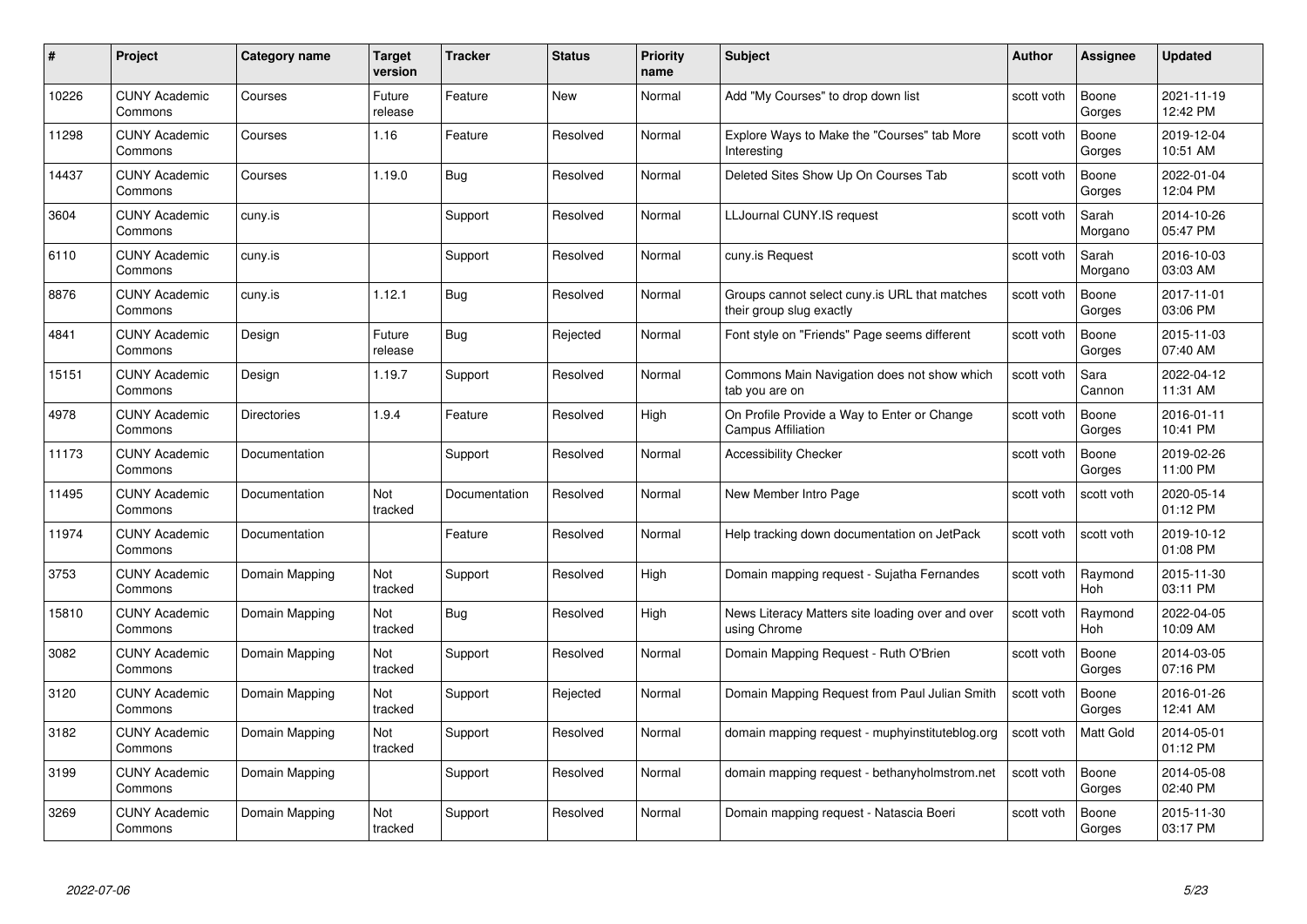| # | Project | Category name | Target version | Tracker | Status | Priority name | Subject | Author | Assignee | Updated |
|---|---|---|---|---|---|---|---|---|---|---|
| 10226 | CUNY Academic Commons | Courses | Future release | Feature | New | Normal | Add "My Courses" to drop down list | scott voth | Boone Gorges | 2021-11-19 12:42 PM |
| 11298 | CUNY Academic Commons | Courses | 1.16 | Feature | Resolved | Normal | Explore Ways to Make the "Courses" tab More Interesting | scott voth | Boone Gorges | 2019-12-04 10:51 AM |
| 14437 | CUNY Academic Commons | Courses | 1.19.0 | Bug | Resolved | Normal | Deleted Sites Show Up On Courses Tab | scott voth | Boone Gorges | 2022-01-04 12:04 PM |
| 3604 | CUNY Academic Commons | cuny.is | | Support | Resolved | Normal | LLJournal CUNY.IS request | scott voth | Sarah Morgano | 2014-10-26 05:47 PM |
| 6110 | CUNY Academic Commons | cuny.is | | Support | Resolved | Normal | cuny.is Request | scott voth | Sarah Morgano | 2016-10-03 03:03 AM |
| 8876 | CUNY Academic Commons | cuny.is | 1.12.1 | Bug | Resolved | Normal | Groups cannot select cuny.is URL that matches their group slug exactly | scott voth | Boone Gorges | 2017-11-01 03:06 PM |
| 4841 | CUNY Academic Commons | Design | Future release | Bug | Rejected | Normal | Font style on "Friends" Page seems different | scott voth | Boone Gorges | 2015-11-03 07:40 AM |
| 15151 | CUNY Academic Commons | Design | 1.19.7 | Support | Resolved | Normal | Commons Main Navigation does not show which tab you are on | scott voth | Sara Cannon | 2022-04-12 11:31 AM |
| 4978 | CUNY Academic Commons | Directories | 1.9.4 | Feature | Resolved | High | On Profile Provide a Way to Enter or Change Campus Affiliation | scott voth | Boone Gorges | 2016-01-11 10:41 PM |
| 11173 | CUNY Academic Commons | Documentation | | Support | Resolved | Normal | Accessibility Checker | scott voth | Boone Gorges | 2019-02-26 11:00 PM |
| 11495 | CUNY Academic Commons | Documentation | Not tracked | Documentation | Resolved | Normal | New Member Intro Page | scott voth | scott voth | 2020-05-14 01:12 PM |
| 11974 | CUNY Academic Commons | Documentation | | Feature | Resolved | Normal | Help tracking down documentation on JetPack | scott voth | scott voth | 2019-10-12 01:08 PM |
| 3753 | CUNY Academic Commons | Domain Mapping | Not tracked | Support | Resolved | High | Domain mapping request - Sujatha Fernandes | scott voth | Raymond Hoh | 2015-11-30 03:11 PM |
| 15810 | CUNY Academic Commons | Domain Mapping | Not tracked | Bug | Resolved | High | News Literacy Matters site loading over and over using Chrome | scott voth | Raymond Hoh | 2022-04-05 10:09 AM |
| 3082 | CUNY Academic Commons | Domain Mapping | Not tracked | Support | Resolved | Normal | Domain Mapping Request - Ruth O'Brien | scott voth | Boone Gorges | 2014-03-05 07:16 PM |
| 3120 | CUNY Academic Commons | Domain Mapping | Not tracked | Support | Rejected | Normal | Domain Mapping Request from Paul Julian Smith | scott voth | Boone Gorges | 2016-01-26 12:41 AM |
| 3182 | CUNY Academic Commons | Domain Mapping | Not tracked | Support | Resolved | Normal | domain mapping request - muphyinstituteblog.org | scott voth | Matt Gold | 2014-05-01 01:12 PM |
| 3199 | CUNY Academic Commons | Domain Mapping | | Support | Resolved | Normal | domain mapping request - bethanyholmstrom.net | scott voth | Boone Gorges | 2014-05-08 02:40 PM |
| 3269 | CUNY Academic Commons | Domain Mapping | Not tracked | Support | Resolved | Normal | Domain mapping request - Natascia Boeri | scott voth | Boone Gorges | 2015-11-30 03:17 PM |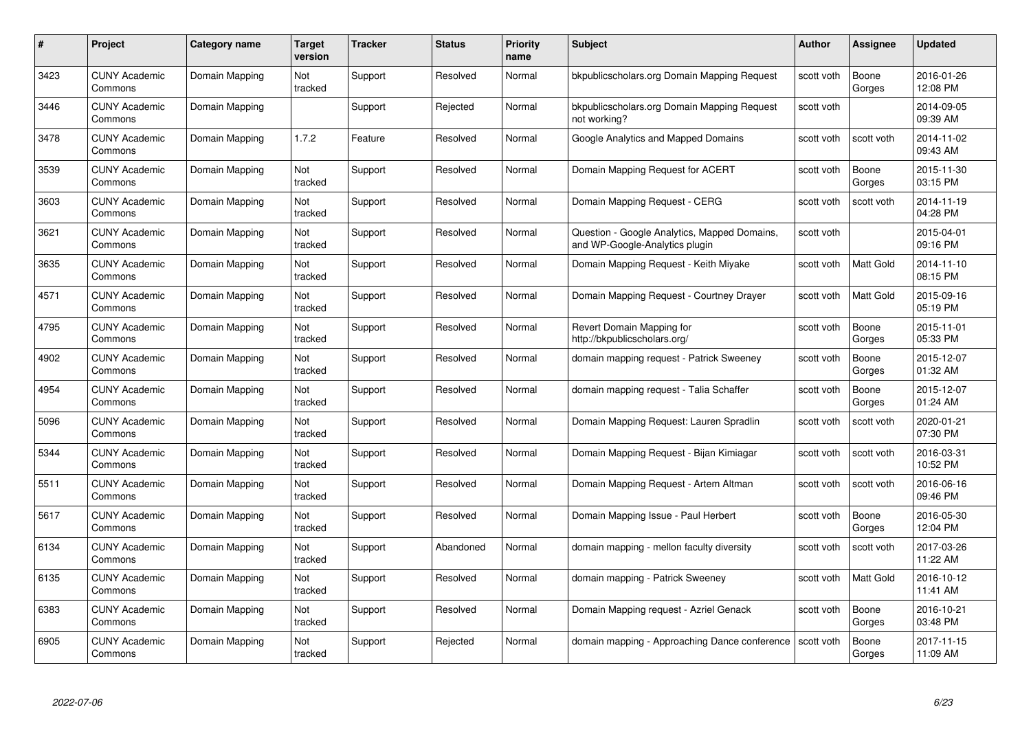| # | Project | Category name | Target version | Tracker | Status | Priority name | Subject | Author | Assignee | Updated |
|---|---|---|---|---|---|---|---|---|---|---|
| 3423 | CUNY Academic Commons | Domain Mapping | Not tracked | Support | Resolved | Normal | bkpublicscholars.org Domain Mapping Request | scott voth | Boone Gorges | 2016-01-26 12:08 PM |
| 3446 | CUNY Academic Commons | Domain Mapping | | Support | Rejected | Normal | bkpublicscholars.org Domain Mapping Request not working? | scott voth | | 2014-09-05 09:39 AM |
| 3478 | CUNY Academic Commons | Domain Mapping | 1.7.2 | Feature | Resolved | Normal | Google Analytics and Mapped Domains | scott voth | scott voth | 2014-11-02 09:43 AM |
| 3539 | CUNY Academic Commons | Domain Mapping | Not tracked | Support | Resolved | Normal | Domain Mapping Request for ACERT | scott voth | Boone Gorges | 2015-11-30 03:15 PM |
| 3603 | CUNY Academic Commons | Domain Mapping | Not tracked | Support | Resolved | Normal | Domain Mapping Request - CERG | scott voth | scott voth | 2014-11-19 04:28 PM |
| 3621 | CUNY Academic Commons | Domain Mapping | Not tracked | Support | Resolved | Normal | Question - Google Analytics, Mapped Domains, and WP-Google-Analytics plugin | scott voth | | 2015-04-01 09:16 PM |
| 3635 | CUNY Academic Commons | Domain Mapping | Not tracked | Support | Resolved | Normal | Domain Mapping Request - Keith Miyake | scott voth | Matt Gold | 2014-11-10 08:15 PM |
| 4571 | CUNY Academic Commons | Domain Mapping | Not tracked | Support | Resolved | Normal | Domain Mapping Request - Courtney Drayer | scott voth | Matt Gold | 2015-09-16 05:19 PM |
| 4795 | CUNY Academic Commons | Domain Mapping | Not tracked | Support | Resolved | Normal | Revert Domain Mapping for http://bkpublicscholars.org/ | scott voth | Boone Gorges | 2015-11-01 05:33 PM |
| 4902 | CUNY Academic Commons | Domain Mapping | Not tracked | Support | Resolved | Normal | domain mapping request - Patrick Sweeney | scott voth | Boone Gorges | 2015-12-07 01:32 AM |
| 4954 | CUNY Academic Commons | Domain Mapping | Not tracked | Support | Resolved | Normal | domain mapping request - Talia Schaffer | scott voth | Boone Gorges | 2015-12-07 01:24 AM |
| 5096 | CUNY Academic Commons | Domain Mapping | Not tracked | Support | Resolved | Normal | Domain Mapping Request: Lauren Spradlin | scott voth | scott voth | 2020-01-21 07:30 PM |
| 5344 | CUNY Academic Commons | Domain Mapping | Not tracked | Support | Resolved | Normal | Domain Mapping Request - Bijan Kimiagar | scott voth | scott voth | 2016-03-31 10:52 PM |
| 5511 | CUNY Academic Commons | Domain Mapping | Not tracked | Support | Resolved | Normal | Domain Mapping Request - Artem Altman | scott voth | scott voth | 2016-06-16 09:46 PM |
| 5617 | CUNY Academic Commons | Domain Mapping | Not tracked | Support | Resolved | Normal | Domain Mapping Issue - Paul Herbert | scott voth | Boone Gorges | 2016-05-30 12:04 PM |
| 6134 | CUNY Academic Commons | Domain Mapping | Not tracked | Support | Abandoned | Normal | domain mapping - mellon faculty diversity | scott voth | scott voth | 2017-03-26 11:22 AM |
| 6135 | CUNY Academic Commons | Domain Mapping | Not tracked | Support | Resolved | Normal | domain mapping - Patrick Sweeney | scott voth | Matt Gold | 2016-10-12 11:41 AM |
| 6383 | CUNY Academic Commons | Domain Mapping | Not tracked | Support | Resolved | Normal | Domain Mapping request - Azriel Genack | scott voth | Boone Gorges | 2016-10-21 03:48 PM |
| 6905 | CUNY Academic Commons | Domain Mapping | Not tracked | Support | Rejected | Normal | domain mapping - Approaching Dance conference | scott voth | Boone Gorges | 2017-11-15 11:09 AM |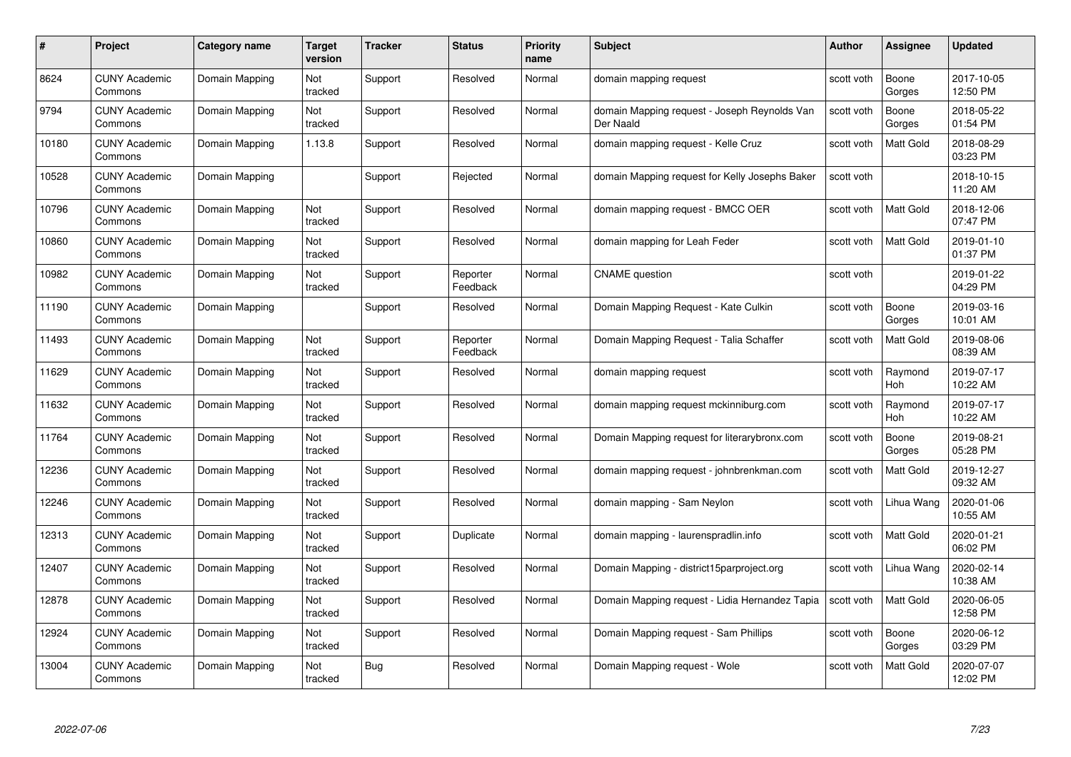| # | Project | Category name | Target version | Tracker | Status | Priority name | Subject | Author | Assignee | Updated |
|---|---|---|---|---|---|---|---|---|---|---|
| 8624 | CUNY Academic Commons | Domain Mapping | Not tracked | Support | Resolved | Normal | domain mapping request | scott voth | Boone Gorges | 2017-10-05 12:50 PM |
| 9794 | CUNY Academic Commons | Domain Mapping | Not tracked | Support | Resolved | Normal | domain Mapping request - Joseph Reynolds Van Der Naald | scott voth | Boone Gorges | 2018-05-22 01:54 PM |
| 10180 | CUNY Academic Commons | Domain Mapping | 1.13.8 | Support | Resolved | Normal | domain mapping request - Kelle Cruz | scott voth | Matt Gold | 2018-08-29 03:23 PM |
| 10528 | CUNY Academic Commons | Domain Mapping | | Support | Rejected | Normal | domain Mapping request for Kelly Josephs Baker | scott voth | | 2018-10-15 11:20 AM |
| 10796 | CUNY Academic Commons | Domain Mapping | Not tracked | Support | Resolved | Normal | domain mapping request - BMCC OER | scott voth | Matt Gold | 2018-12-06 07:47 PM |
| 10860 | CUNY Academic Commons | Domain Mapping | Not tracked | Support | Resolved | Normal | domain mapping for Leah Feder | scott voth | Matt Gold | 2019-01-10 01:37 PM |
| 10982 | CUNY Academic Commons | Domain Mapping | Not tracked | Support | Reporter Feedback | Normal | CNAME question | scott voth | | 2019-01-22 04:29 PM |
| 11190 | CUNY Academic Commons | Domain Mapping | | Support | Resolved | Normal | Domain Mapping Request - Kate Culkin | scott voth | Boone Gorges | 2019-03-16 10:01 AM |
| 11493 | CUNY Academic Commons | Domain Mapping | Not tracked | Support | Reporter Feedback | Normal | Domain Mapping Request - Talia Schaffer | scott voth | Matt Gold | 2019-08-06 08:39 AM |
| 11629 | CUNY Academic Commons | Domain Mapping | Not tracked | Support | Resolved | Normal | domain mapping request | scott voth | Raymond Hoh | 2019-07-17 10:22 AM |
| 11632 | CUNY Academic Commons | Domain Mapping | Not tracked | Support | Resolved | Normal | domain mapping request mckinniburg.com | scott voth | Raymond Hoh | 2019-07-17 10:22 AM |
| 11764 | CUNY Academic Commons | Domain Mapping | Not tracked | Support | Resolved | Normal | Domain Mapping request for literarybronx.com | scott voth | Boone Gorges | 2019-08-21 05:28 PM |
| 12236 | CUNY Academic Commons | Domain Mapping | Not tracked | Support | Resolved | Normal | domain mapping request - johnbrenkman.com | scott voth | Matt Gold | 2019-12-27 09:32 AM |
| 12246 | CUNY Academic Commons | Domain Mapping | Not tracked | Support | Resolved | Normal | domain mapping - Sam Neylon | scott voth | Lihua Wang | 2020-01-06 10:55 AM |
| 12313 | CUNY Academic Commons | Domain Mapping | Not tracked | Support | Duplicate | Normal | domain mapping - laurenspradlin.info | scott voth | Matt Gold | 2020-01-21 06:02 PM |
| 12407 | CUNY Academic Commons | Domain Mapping | Not tracked | Support | Resolved | Normal | Domain Mapping - district15parproject.org | scott voth | Lihua Wang | 2020-02-14 10:38 AM |
| 12878 | CUNY Academic Commons | Domain Mapping | Not tracked | Support | Resolved | Normal | Domain Mapping request - Lidia Hernandez Tapia | scott voth | Matt Gold | 2020-06-05 12:58 PM |
| 12924 | CUNY Academic Commons | Domain Mapping | Not tracked | Support | Resolved | Normal | Domain Mapping request - Sam Phillips | scott voth | Boone Gorges | 2020-06-12 03:29 PM |
| 13004 | CUNY Academic Commons | Domain Mapping | Not tracked | Bug | Resolved | Normal | Domain Mapping request - Wole | scott voth | Matt Gold | 2020-07-07 12:02 PM |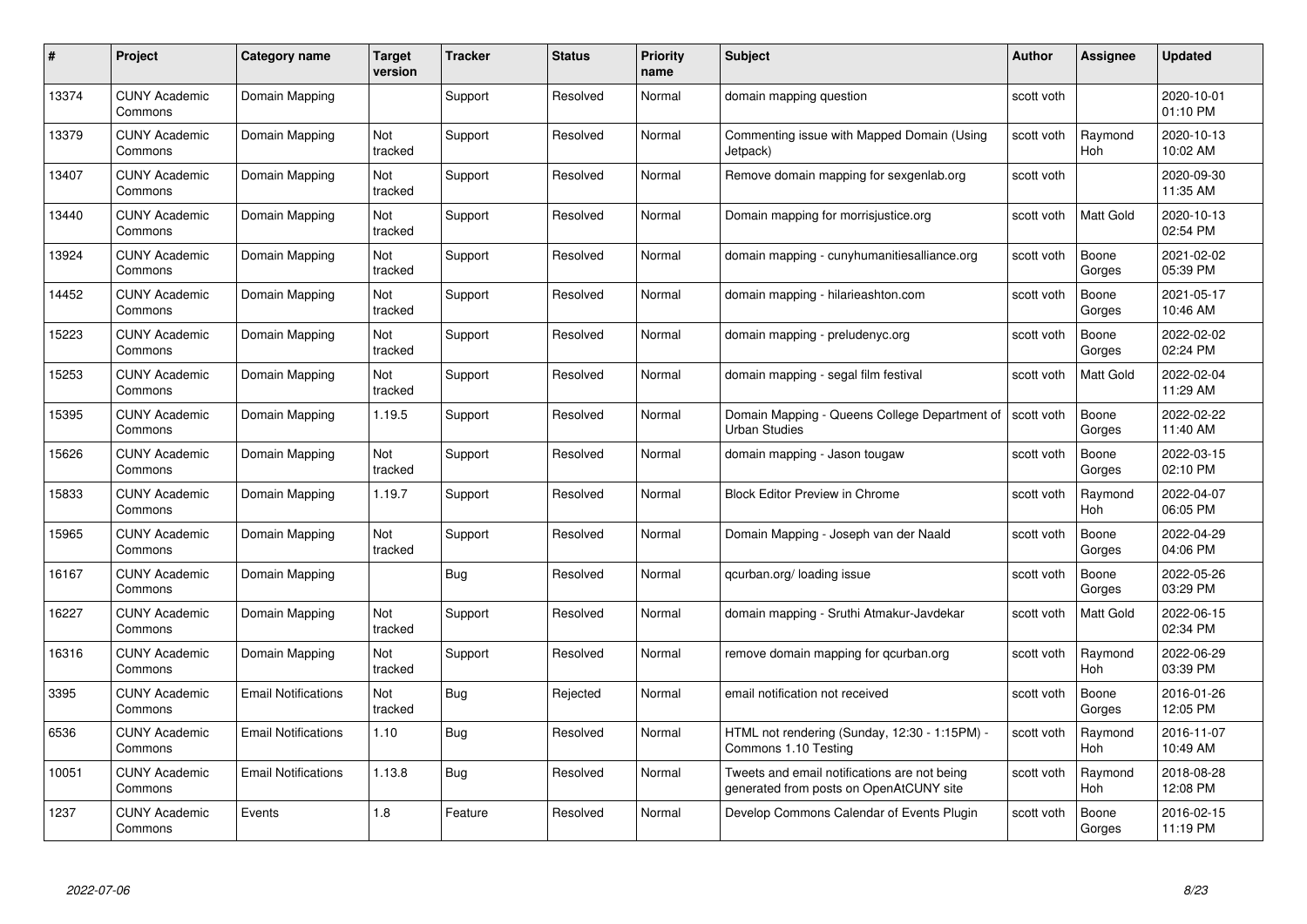| # | Project | Category name | Target version | Tracker | Status | Priority name | Subject | Author | Assignee | Updated |
|---|---|---|---|---|---|---|---|---|---|---|
| 13374 | CUNY Academic Commons | Domain Mapping | | Support | Resolved | Normal | domain mapping question | scott voth | | 2020-10-01 01:10 PM |
| 13379 | CUNY Academic Commons | Domain Mapping | Not tracked | Support | Resolved | Normal | Commenting issue with Mapped Domain (Using Jetpack) | scott voth | Raymond Hoh | 2020-10-13 10:02 AM |
| 13407 | CUNY Academic Commons | Domain Mapping | Not tracked | Support | Resolved | Normal | Remove domain mapping for sexgenlab.org | scott voth | | 2020-09-30 11:35 AM |
| 13440 | CUNY Academic Commons | Domain Mapping | Not tracked | Support | Resolved | Normal | Domain mapping for morrisjustice.org | scott voth | Matt Gold | 2020-10-13 02:54 PM |
| 13924 | CUNY Academic Commons | Domain Mapping | Not tracked | Support | Resolved | Normal | domain mapping - cunyhumanitiesalliance.org | scott voth | Boone Gorges | 2021-02-02 05:39 PM |
| 14452 | CUNY Academic Commons | Domain Mapping | Not tracked | Support | Resolved | Normal | domain mapping - hilarieashton.com | scott voth | Boone Gorges | 2021-05-17 10:46 AM |
| 15223 | CUNY Academic Commons | Domain Mapping | Not tracked | Support | Resolved | Normal | domain mapping - preludenyc.org | scott voth | Boone Gorges | 2022-02-02 02:24 PM |
| 15253 | CUNY Academic Commons | Domain Mapping | Not tracked | Support | Resolved | Normal | domain mapping - segal film festival | scott voth | Matt Gold | 2022-02-04 11:29 AM |
| 15395 | CUNY Academic Commons | Domain Mapping | 1.19.5 | Support | Resolved | Normal | Domain Mapping - Queens College Department of Urban Studies | scott voth | Boone Gorges | 2022-02-22 11:40 AM |
| 15626 | CUNY Academic Commons | Domain Mapping | Not tracked | Support | Resolved | Normal | domain mapping - Jason tougaw | scott voth | Boone Gorges | 2022-03-15 02:10 PM |
| 15833 | CUNY Academic Commons | Domain Mapping | 1.19.7 | Support | Resolved | Normal | Block Editor Preview in Chrome | scott voth | Raymond Hoh | 2022-04-07 06:05 PM |
| 15965 | CUNY Academic Commons | Domain Mapping | Not tracked | Support | Resolved | Normal | Domain Mapping - Joseph van der Naald | scott voth | Boone Gorges | 2022-04-29 04:06 PM |
| 16167 | CUNY Academic Commons | Domain Mapping | | Bug | Resolved | Normal | qcurban.org/ loading issue | scott voth | Boone Gorges | 2022-05-26 03:29 PM |
| 16227 | CUNY Academic Commons | Domain Mapping | Not tracked | Support | Resolved | Normal | domain mapping - Sruthi Atmakur-Javdekar | scott voth | Matt Gold | 2022-06-15 02:34 PM |
| 16316 | CUNY Academic Commons | Domain Mapping | Not tracked | Support | Resolved | Normal | remove domain mapping for qcurban.org | scott voth | Raymond Hoh | 2022-06-29 03:39 PM |
| 3395 | CUNY Academic Commons | Email Notifications | Not tracked | Bug | Rejected | Normal | email notification not received | scott voth | Boone Gorges | 2016-01-26 12:05 PM |
| 6536 | CUNY Academic Commons | Email Notifications | 1.10 | Bug | Resolved | Normal | HTML not rendering (Sunday, 12:30 - 1:15PM) - Commons 1.10 Testing | scott voth | Raymond Hoh | 2016-11-07 10:49 AM |
| 10051 | CUNY Academic Commons | Email Notifications | 1.13.8 | Bug | Resolved | Normal | Tweets and email notifications are not being generated from posts on OpenAtCUNY site | scott voth | Raymond Hoh | 2018-08-28 12:08 PM |
| 1237 | CUNY Academic Commons | Events | 1.8 | Feature | Resolved | Normal | Develop Commons Calendar of Events Plugin | scott voth | Boone Gorges | 2016-02-15 11:19 PM |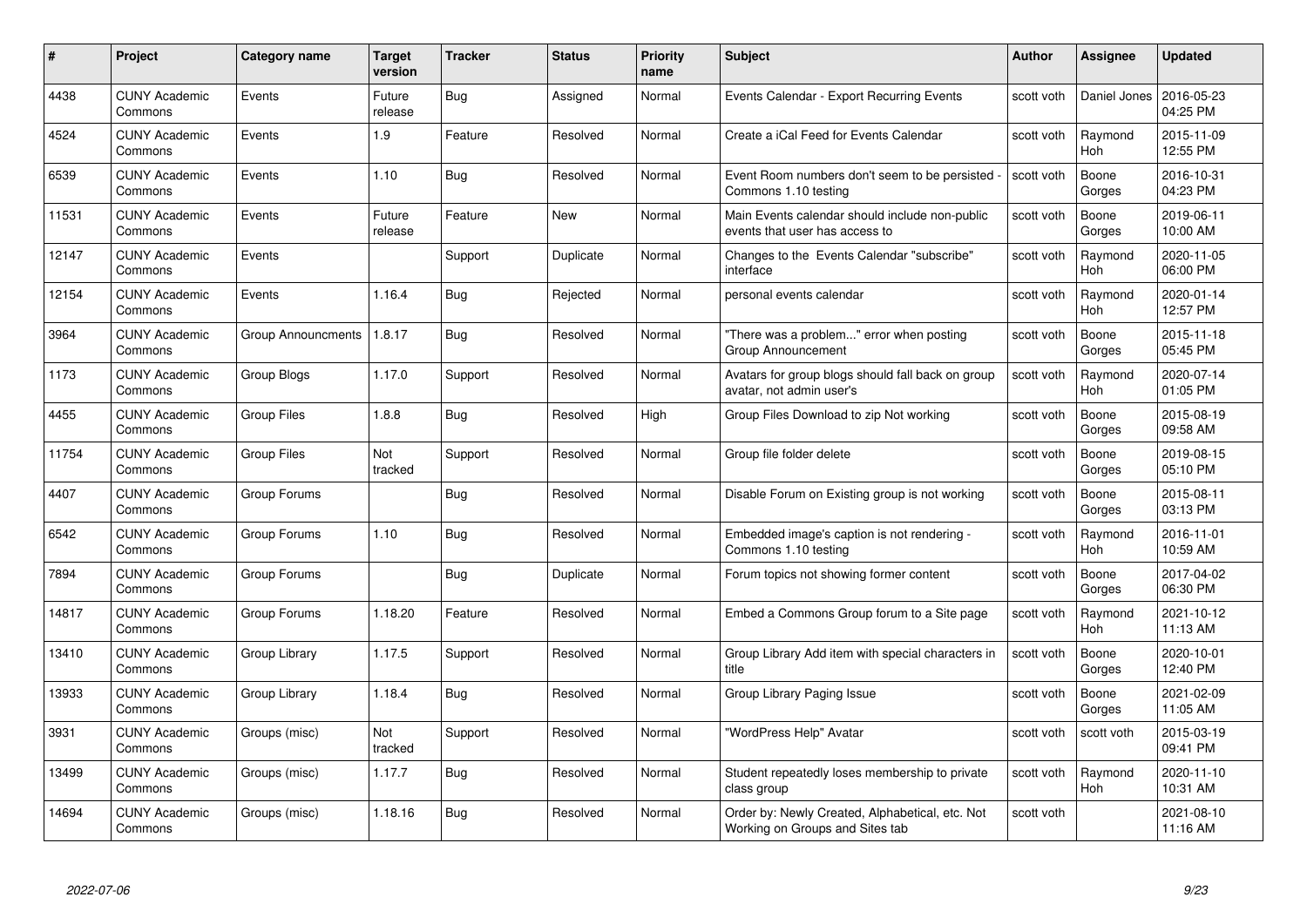| # | Project | Category name | Target version | Tracker | Status | Priority name | Subject | Author | Assignee | Updated |
|---|---|---|---|---|---|---|---|---|---|---|
| 4438 | CUNY Academic Commons | Events | Future release | Bug | Assigned | Normal | Events Calendar - Export Recurring Events | scott voth | Daniel Jones | 2016-05-23 04:25 PM |
| 4524 | CUNY Academic Commons | Events | 1.9 | Feature | Resolved | Normal | Create a iCal Feed for Events Calendar | scott voth | Raymond Hoh | 2015-11-09 12:55 PM |
| 6539 | CUNY Academic Commons | Events | 1.10 | Bug | Resolved | Normal | Event Room numbers don't seem to be persisted - Commons 1.10 testing | scott voth | Boone Gorges | 2016-10-31 04:23 PM |
| 11531 | CUNY Academic Commons | Events | Future release | Feature | New | Normal | Main Events calendar should include non-public events that user has access to | scott voth | Boone Gorges | 2019-06-11 10:00 AM |
| 12147 | CUNY Academic Commons | Events | | Support | Duplicate | Normal | Changes to the Events Calendar "subscribe" interface | scott voth | Raymond Hoh | 2020-11-05 06:00 PM |
| 12154 | CUNY Academic Commons | Events | 1.16.4 | Bug | Rejected | Normal | personal events calendar | scott voth | Raymond Hoh | 2020-01-14 12:57 PM |
| 3964 | CUNY Academic Commons | Group Announcments | 1.8.17 | Bug | Resolved | Normal | "There was a problem..." error when posting Group Announcement | scott voth | Boone Gorges | 2015-11-18 05:45 PM |
| 1173 | CUNY Academic Commons | Group Blogs | 1.17.0 | Support | Resolved | Normal | Avatars for group blogs should fall back on group avatar, not admin user's | scott voth | Raymond Hoh | 2020-07-14 01:05 PM |
| 4455 | CUNY Academic Commons | Group Files | 1.8.8 | Bug | Resolved | High | Group Files Download to zip Not working | scott voth | Boone Gorges | 2015-08-19 09:58 AM |
| 11754 | CUNY Academic Commons | Group Files | Not tracked | Support | Resolved | Normal | Group file folder delete | scott voth | Boone Gorges | 2019-08-15 05:10 PM |
| 4407 | CUNY Academic Commons | Group Forums | | Bug | Resolved | Normal | Disable Forum on Existing group is not working | scott voth | Boone Gorges | 2015-08-11 03:13 PM |
| 6542 | CUNY Academic Commons | Group Forums | 1.10 | Bug | Resolved | Normal | Embedded image's caption is not rendering - Commons 1.10 testing | scott voth | Raymond Hoh | 2016-11-01 10:59 AM |
| 7894 | CUNY Academic Commons | Group Forums | | Bug | Duplicate | Normal | Forum topics not showing former content | scott voth | Boone Gorges | 2017-04-02 06:30 PM |
| 14817 | CUNY Academic Commons | Group Forums | 1.18.20 | Feature | Resolved | Normal | Embed a Commons Group forum to a Site page | scott voth | Raymond Hoh | 2021-10-12 11:13 AM |
| 13410 | CUNY Academic Commons | Group Library | 1.17.5 | Support | Resolved | Normal | Group Library Add item with special characters in title | scott voth | Boone Gorges | 2020-10-01 12:40 PM |
| 13933 | CUNY Academic Commons | Group Library | 1.18.4 | Bug | Resolved | Normal | Group Library Paging Issue | scott voth | Boone Gorges | 2021-02-09 11:05 AM |
| 3931 | CUNY Academic Commons | Groups (misc) | Not tracked | Support | Resolved | Normal | "WordPress Help" Avatar | scott voth | scott voth | 2015-03-19 09:41 PM |
| 13499 | CUNY Academic Commons | Groups (misc) | 1.17.7 | Bug | Resolved | Normal | Student repeatedly loses membership to private class group | scott voth | Raymond Hoh | 2020-11-10 10:31 AM |
| 14694 | CUNY Academic Commons | Groups (misc) | 1.18.16 | Bug | Resolved | Normal | Order by: Newly Created, Alphabetical, etc. Not Working on Groups and Sites tab | scott voth | | 2021-08-10 11:16 AM |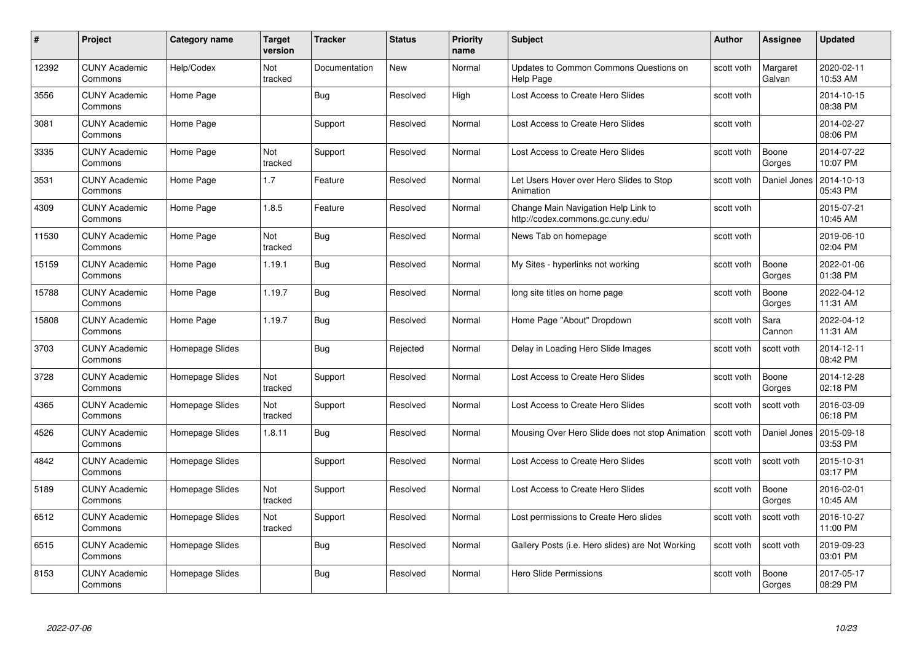| # | Project | Category name | Target version | Tracker | Status | Priority name | Subject | Author | Assignee | Updated |
|---|---|---|---|---|---|---|---|---|---|---|
| 12392 | CUNY Academic Commons | Help/Codex | Not tracked | Documentation | New | Normal | Updates to Common Commons Questions on Help Page | scott voth | Margaret Galvan | 2020-02-11 10:53 AM |
| 3556 | CUNY Academic Commons | Home Page | | Bug | Resolved | High | Lost Access to Create Hero Slides | scott voth | | 2014-10-15 08:38 PM |
| 3081 | CUNY Academic Commons | Home Page | | Support | Resolved | Normal | Lost Access to Create Hero Slides | scott voth | | 2014-02-27 08:06 PM |
| 3335 | CUNY Academic Commons | Home Page | Not tracked | Support | Resolved | Normal | Lost Access to Create Hero Slides | scott voth | Boone Gorges | 2014-07-22 10:07 PM |
| 3531 | CUNY Academic Commons | Home Page | 1.7 | Feature | Resolved | Normal | Let Users Hover over Hero Slides to Stop Animation | scott voth | Daniel Jones | 2014-10-13 05:43 PM |
| 4309 | CUNY Academic Commons | Home Page | 1.8.5 | Feature | Resolved | Normal | Change Main Navigation Help Link to http://codex.commons.gc.cuny.edu/ | scott voth | | 2015-07-21 10:45 AM |
| 11530 | CUNY Academic Commons | Home Page | Not tracked | Bug | Resolved | Normal | News Tab on homepage | scott voth | | 2019-06-10 02:04 PM |
| 15159 | CUNY Academic Commons | Home Page | 1.19.1 | Bug | Resolved | Normal | My Sites - hyperlinks not working | scott voth | Boone Gorges | 2022-01-06 01:38 PM |
| 15788 | CUNY Academic Commons | Home Page | 1.19.7 | Bug | Resolved | Normal | long site titles on home page | scott voth | Boone Gorges | 2022-04-12 11:31 AM |
| 15808 | CUNY Academic Commons | Home Page | 1.19.7 | Bug | Resolved | Normal | Home Page "About" Dropdown | scott voth | Sara Cannon | 2022-04-12 11:31 AM |
| 3703 | CUNY Academic Commons | Homepage Slides | | Bug | Rejected | Normal | Delay in Loading Hero Slide Images | scott voth | scott voth | 2014-12-11 08:42 PM |
| 3728 | CUNY Academic Commons | Homepage Slides | Not tracked | Support | Resolved | Normal | Lost Access to Create Hero Slides | scott voth | Boone Gorges | 2014-12-28 02:18 PM |
| 4365 | CUNY Academic Commons | Homepage Slides | Not tracked | Support | Resolved | Normal | Lost Access to Create Hero Slides | scott voth | scott voth | 2016-03-09 06:18 PM |
| 4526 | CUNY Academic Commons | Homepage Slides | 1.8.11 | Bug | Resolved | Normal | Mousing Over Hero Slide does not stop Animation | scott voth | Daniel Jones | 2015-09-18 03:53 PM |
| 4842 | CUNY Academic Commons | Homepage Slides | | Support | Resolved | Normal | Lost Access to Create Hero Slides | scott voth | scott voth | 2015-10-31 03:17 PM |
| 5189 | CUNY Academic Commons | Homepage Slides | Not tracked | Support | Resolved | Normal | Lost Access to Create Hero Slides | scott voth | Boone Gorges | 2016-02-01 10:45 AM |
| 6512 | CUNY Academic Commons | Homepage Slides | Not tracked | Support | Resolved | Normal | Lost permissions to Create Hero slides | scott voth | scott voth | 2016-10-27 11:00 PM |
| 6515 | CUNY Academic Commons | Homepage Slides | | Bug | Resolved | Normal | Gallery Posts (i.e. Hero slides) are Not Working | scott voth | scott voth | 2019-09-23 03:01 PM |
| 8153 | CUNY Academic Commons | Homepage Slides | | Bug | Resolved | Normal | Hero Slide Permissions | scott voth | Boone Gorges | 2017-05-17 08:29 PM |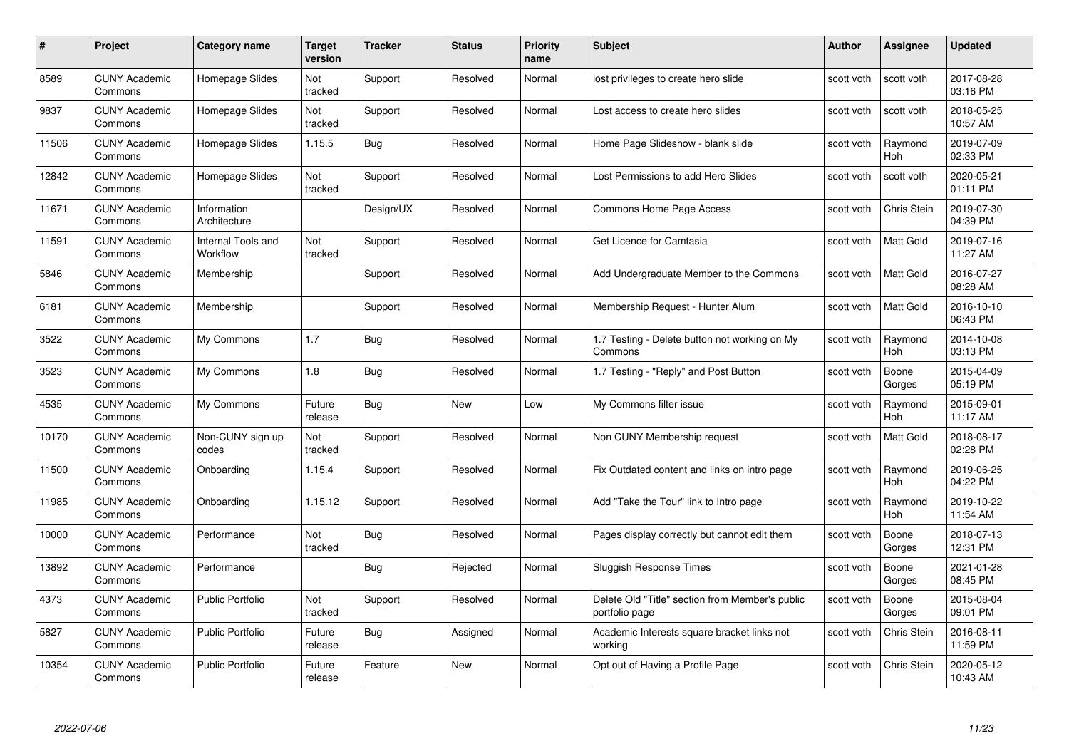| # | Project | Category name | Target version | Tracker | Status | Priority name | Subject | Author | Assignee | Updated |
|---|---|---|---|---|---|---|---|---|---|---|
| 8589 | CUNY Academic Commons | Homepage Slides | Not tracked | Support | Resolved | Normal | lost privileges to create hero slide | scott voth | scott voth | 2017-08-28 03:16 PM |
| 9837 | CUNY Academic Commons | Homepage Slides | Not tracked | Support | Resolved | Normal | Lost access to create hero slides | scott voth | scott voth | 2018-05-25 10:57 AM |
| 11506 | CUNY Academic Commons | Homepage Slides | 1.15.5 | Bug | Resolved | Normal | Home Page Slideshow - blank slide | scott voth | Raymond Hoh | 2019-07-09 02:33 PM |
| 12842 | CUNY Academic Commons | Homepage Slides | Not tracked | Support | Resolved | Normal | Lost Permissions to add Hero Slides | scott voth | scott voth | 2020-05-21 01:11 PM |
| 11671 | CUNY Academic Commons | Information Architecture | | Design/UX | Resolved | Normal | Commons Home Page Access | scott voth | Chris Stein | 2019-07-30 04:39 PM |
| 11591 | CUNY Academic Commons | Internal Tools and Workflow | Not tracked | Support | Resolved | Normal | Get Licence for Camtasia | scott voth | Matt Gold | 2019-07-16 11:27 AM |
| 5846 | CUNY Academic Commons | Membership | | Support | Resolved | Normal | Add Undergraduate Member to the Commons | scott voth | Matt Gold | 2016-07-27 08:28 AM |
| 6181 | CUNY Academic Commons | Membership | | Support | Resolved | Normal | Membership Request - Hunter Alum | scott voth | Matt Gold | 2016-10-10 06:43 PM |
| 3522 | CUNY Academic Commons | My Commons | 1.7 | Bug | Resolved | Normal | 1.7 Testing - Delete button not working on My Commons | scott voth | Raymond Hoh | 2014-10-08 03:13 PM |
| 3523 | CUNY Academic Commons | My Commons | 1.8 | Bug | Resolved | Normal | 1.7 Testing - "Reply" and Post Button | scott voth | Boone Gorges | 2015-04-09 05:19 PM |
| 4535 | CUNY Academic Commons | My Commons | Future release | Bug | New | Low | My Commons filter issue | scott voth | Raymond Hoh | 2015-09-01 11:17 AM |
| 10170 | CUNY Academic Commons | Non-CUNY sign up codes | Not tracked | Support | Resolved | Normal | Non CUNY Membership request | scott voth | Matt Gold | 2018-08-17 02:28 PM |
| 11500 | CUNY Academic Commons | Onboarding | 1.15.4 | Support | Resolved | Normal | Fix Outdated content and links on intro page | scott voth | Raymond Hoh | 2019-06-25 04:22 PM |
| 11985 | CUNY Academic Commons | Onboarding | 1.15.12 | Support | Resolved | Normal | Add "Take the Tour" link to Intro page | scott voth | Raymond Hoh | 2019-10-22 11:54 AM |
| 10000 | CUNY Academic Commons | Performance | Not tracked | Bug | Resolved | Normal | Pages display correctly but cannot edit them | scott voth | Boone Gorges | 2018-07-13 12:31 PM |
| 13892 | CUNY Academic Commons | Performance | | Bug | Rejected | Normal | Sluggish Response Times | scott voth | Boone Gorges | 2021-01-28 08:45 PM |
| 4373 | CUNY Academic Commons | Public Portfolio | Not tracked | Support | Resolved | Normal | Delete Old "Title" section from Member's public portfolio page | scott voth | Boone Gorges | 2015-08-04 09:01 PM |
| 5827 | CUNY Academic Commons | Public Portfolio | Future release | Bug | Assigned | Normal | Academic Interests square bracket links not working | scott voth | Chris Stein | 2016-08-11 11:59 PM |
| 10354 | CUNY Academic Commons | Public Portfolio | Future release | Feature | New | Normal | Opt out of Having a Profile Page | scott voth | Chris Stein | 2020-05-12 10:43 AM |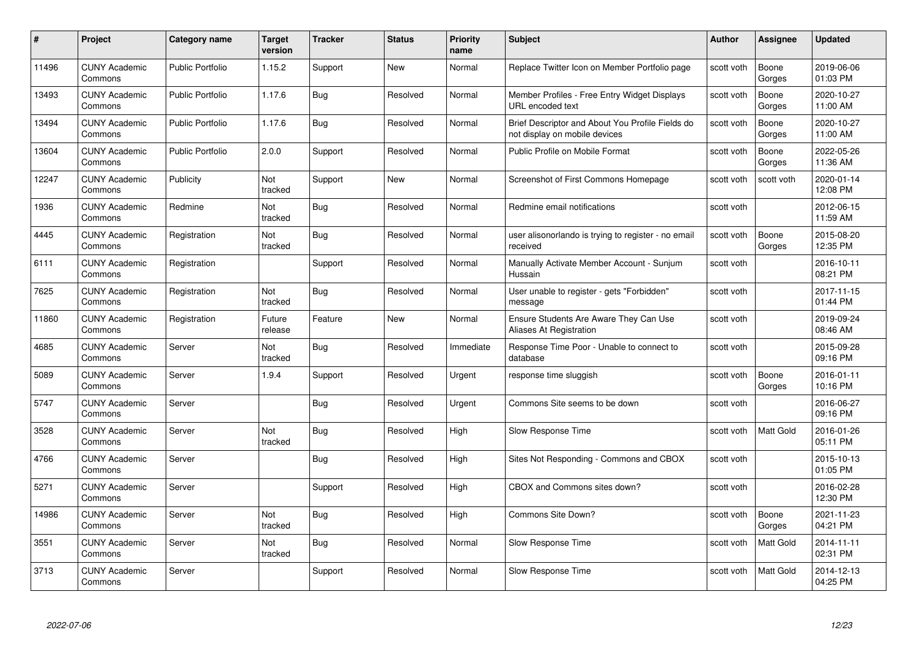| # | Project | Category name | Target version | Tracker | Status | Priority name | Subject | Author | Assignee | Updated |
|---|---|---|---|---|---|---|---|---|---|---|
| 11496 | CUNY Academic Commons | Public Portfolio | 1.15.2 | Support | New | Normal | Replace Twitter Icon on Member Portfolio page | scott voth | Boone Gorges | 2019-06-06 01:03 PM |
| 13493 | CUNY Academic Commons | Public Portfolio | 1.17.6 | Bug | Resolved | Normal | Member Profiles - Free Entry Widget Displays URL encoded text | scott voth | Boone Gorges | 2020-10-27 11:00 AM |
| 13494 | CUNY Academic Commons | Public Portfolio | 1.17.6 | Bug | Resolved | Normal | Brief Descriptor and About You Profile Fields do not display on mobile devices | scott voth | Boone Gorges | 2020-10-27 11:00 AM |
| 13604 | CUNY Academic Commons | Public Portfolio | 2.0.0 | Support | Resolved | Normal | Public Profile on Mobile Format | scott voth | Boone Gorges | 2022-05-26 11:36 AM |
| 12247 | CUNY Academic Commons | Publicity | Not tracked | Support | New | Normal | Screenshot of First Commons Homepage | scott voth | scott voth | 2020-01-14 12:08 PM |
| 1936 | CUNY Academic Commons | Redmine | Not tracked | Bug | Resolved | Normal | Redmine email notifications | scott voth | | 2012-06-15 11:59 AM |
| 4445 | CUNY Academic Commons | Registration | Not tracked | Bug | Resolved | Normal | user alisonorlando is trying to register - no email received | scott voth | Boone Gorges | 2015-08-20 12:35 PM |
| 6111 | CUNY Academic Commons | Registration | | Support | Resolved | Normal | Manually Activate Member Account - Sunjum Hussain | scott voth | | 2016-10-11 08:21 PM |
| 7625 | CUNY Academic Commons | Registration | Not tracked | Bug | Resolved | Normal | User unable to register - gets "Forbidden" message | scott voth | | 2017-11-15 01:44 PM |
| 11860 | CUNY Academic Commons | Registration | Future release | Feature | New | Normal | Ensure Students Are Aware They Can Use Aliases At Registration | scott voth | | 2019-09-24 08:46 AM |
| 4685 | CUNY Academic Commons | Server | Not tracked | Bug | Resolved | Immediate | Response Time Poor - Unable to connect to database | scott voth | | 2015-09-28 09:16 PM |
| 5089 | CUNY Academic Commons | Server | 1.9.4 | Support | Resolved | Urgent | response time sluggish | scott voth | Boone Gorges | 2016-01-11 10:16 PM |
| 5747 | CUNY Academic Commons | Server | | Bug | Resolved | Urgent | Commons Site seems to be down | scott voth | | 2016-06-27 09:16 PM |
| 3528 | CUNY Academic Commons | Server | Not tracked | Bug | Resolved | High | Slow Response Time | scott voth | Matt Gold | 2016-01-26 05:11 PM |
| 4766 | CUNY Academic Commons | Server | | Bug | Resolved | High | Sites Not Responding - Commons and CBOX | scott voth | | 2015-10-13 01:05 PM |
| 5271 | CUNY Academic Commons | Server | | Support | Resolved | High | CBOX and Commons sites down? | scott voth | | 2016-02-28 12:30 PM |
| 14986 | CUNY Academic Commons | Server | Not tracked | Bug | Resolved | High | Commons Site Down? | scott voth | Boone Gorges | 2021-11-23 04:21 PM |
| 3551 | CUNY Academic Commons | Server | Not tracked | Bug | Resolved | Normal | Slow Response Time | scott voth | Matt Gold | 2014-11-11 02:31 PM |
| 3713 | CUNY Academic Commons | Server | | Support | Resolved | Normal | Slow Response Time | scott voth | Matt Gold | 2014-12-13 04:25 PM |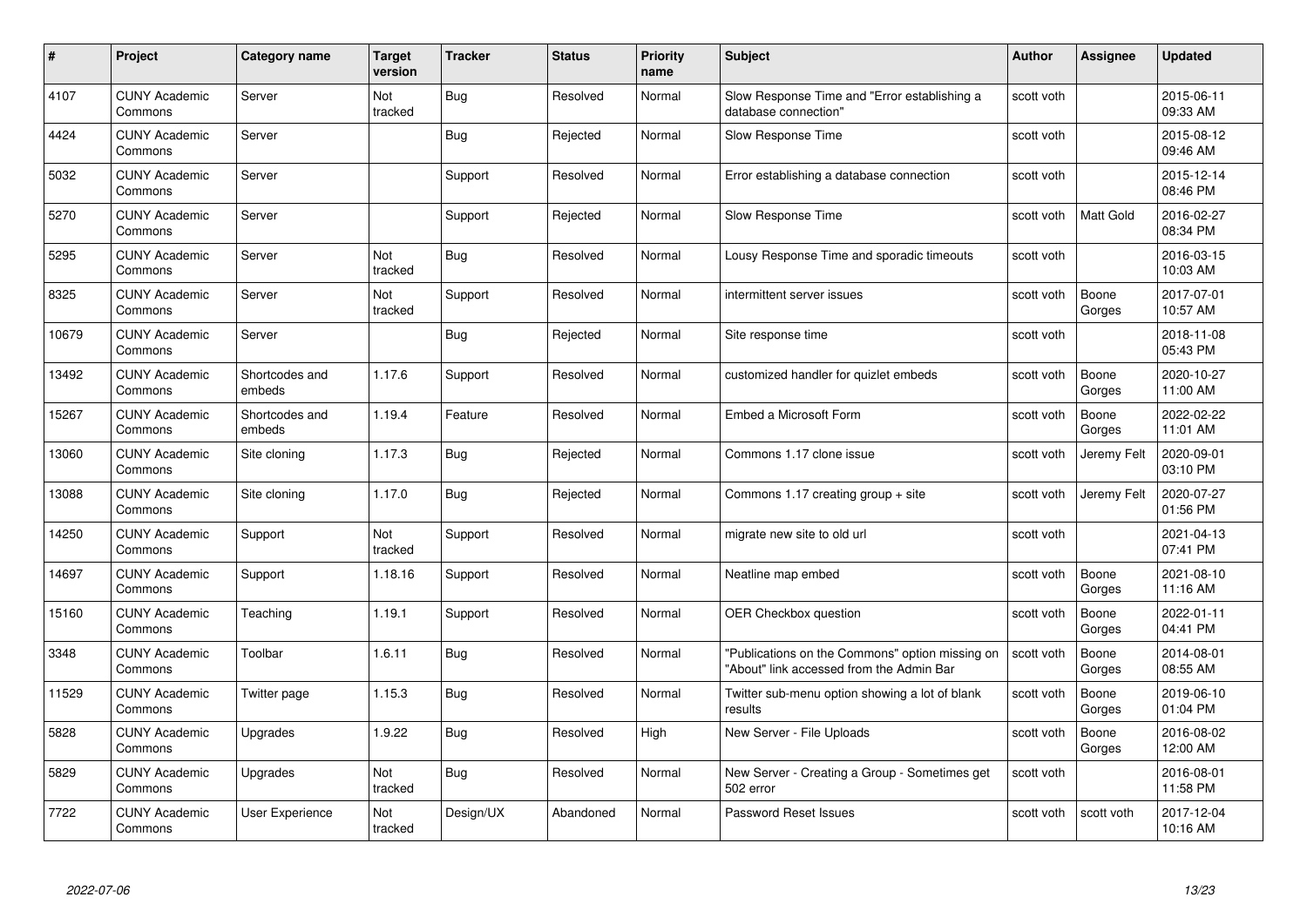| # | Project | Category name | Target version | Tracker | Status | Priority name | Subject | Author | Assignee | Updated |
|---|---|---|---|---|---|---|---|---|---|---|
| 4107 | CUNY Academic Commons | Server | Not tracked | Bug | Resolved | Normal | Slow Response Time and "Error establishing a database connection" | scott voth | | 2015-06-11 09:33 AM |
| 4424 | CUNY Academic Commons | Server | | Bug | Rejected | Normal | Slow Response Time | scott voth | | 2015-08-12 09:46 AM |
| 5032 | CUNY Academic Commons | Server | | Support | Resolved | Normal | Error establishing a database connection | scott voth | | 2015-12-14 08:46 PM |
| 5270 | CUNY Academic Commons | Server | | Support | Rejected | Normal | Slow Response Time | scott voth | Matt Gold | 2016-02-27 08:34 PM |
| 5295 | CUNY Academic Commons | Server | Not tracked | Bug | Resolved | Normal | Lousy Response Time and sporadic timeouts | scott voth | | 2016-03-15 10:03 AM |
| 8325 | CUNY Academic Commons | Server | Not tracked | Support | Resolved | Normal | intermittent server issues | scott voth | Boone Gorges | 2017-07-01 10:57 AM |
| 10679 | CUNY Academic Commons | Server | | Bug | Rejected | Normal | Site response time | scott voth | | 2018-11-08 05:43 PM |
| 13492 | CUNY Academic Commons | Shortcodes and embeds | 1.17.6 | Support | Resolved | Normal | customized handler for quizlet embeds | scott voth | Boone Gorges | 2020-10-27 11:00 AM |
| 15267 | CUNY Academic Commons | Shortcodes and embeds | 1.19.4 | Feature | Resolved | Normal | Embed a Microsoft Form | scott voth | Boone Gorges | 2022-02-22 11:01 AM |
| 13060 | CUNY Academic Commons | Site cloning | 1.17.3 | Bug | Rejected | Normal | Commons 1.17 clone issue | scott voth | Jeremy Felt | 2020-09-01 03:10 PM |
| 13088 | CUNY Academic Commons | Site cloning | 1.17.0 | Bug | Rejected | Normal | Commons 1.17 creating group + site | scott voth | Jeremy Felt | 2020-07-27 01:56 PM |
| 14250 | CUNY Academic Commons | Support | Not tracked | Support | Resolved | Normal | migrate new site to old url | scott voth | | 2021-04-13 07:41 PM |
| 14697 | CUNY Academic Commons | Support | 1.18.16 | Support | Resolved | Normal | Neatline map embed | scott voth | Boone Gorges | 2021-08-10 11:16 AM |
| 15160 | CUNY Academic Commons | Teaching | 1.19.1 | Support | Resolved | Normal | OER Checkbox question | scott voth | Boone Gorges | 2022-01-11 04:41 PM |
| 3348 | CUNY Academic Commons | Toolbar | 1.6.11 | Bug | Resolved | Normal | "Publications on the Commons" option missing on "About" link accessed from the Admin Bar | scott voth | Boone Gorges | 2014-08-01 08:55 AM |
| 11529 | CUNY Academic Commons | Twitter page | 1.15.3 | Bug | Resolved | Normal | Twitter sub-menu option showing a lot of blank results | scott voth | Boone Gorges | 2019-06-10 01:04 PM |
| 5828 | CUNY Academic Commons | Upgrades | 1.9.22 | Bug | Resolved | High | New Server - File Uploads | scott voth | Boone Gorges | 2016-08-02 12:00 AM |
| 5829 | CUNY Academic Commons | Upgrades | Not tracked | Bug | Resolved | Normal | New Server - Creating a Group - Sometimes get 502 error | scott voth | | 2016-08-01 11:58 PM |
| 7722 | CUNY Academic Commons | User Experience | Not tracked | Design/UX | Abandoned | Normal | Password Reset Issues | scott voth | scott voth | 2017-12-04 10:16 AM |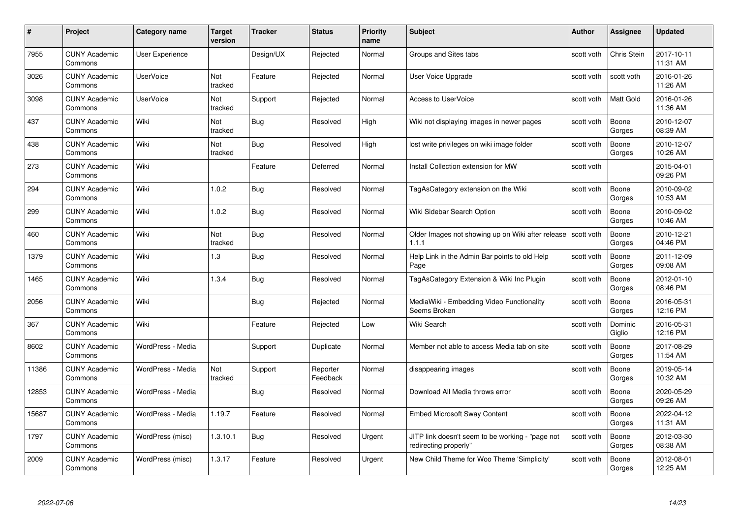| # | Project | Category name | Target version | Tracker | Status | Priority name | Subject | Author | Assignee | Updated |
|---|---|---|---|---|---|---|---|---|---|---|
| 7955 | CUNY Academic Commons | User Experience | | Design/UX | Rejected | Normal | Groups and Sites tabs | scott voth | Chris Stein | 2017-10-11 11:31 AM |
| 3026 | CUNY Academic Commons | UserVoice | Not tracked | Feature | Rejected | Normal | User Voice Upgrade | scott voth | scott voth | 2016-01-26 11:26 AM |
| 3098 | CUNY Academic Commons | UserVoice | Not tracked | Support | Rejected | Normal | Access to UserVoice | scott voth | Matt Gold | 2016-01-26 11:36 AM |
| 437 | CUNY Academic Commons | Wiki | Not tracked | Bug | Resolved | High | Wiki not displaying images in newer pages | scott voth | Boone Gorges | 2010-12-07 08:39 AM |
| 438 | CUNY Academic Commons | Wiki | Not tracked | Bug | Resolved | High | lost write privileges on wiki image folder | scott voth | Boone Gorges | 2010-12-07 10:26 AM |
| 273 | CUNY Academic Commons | Wiki | | Feature | Deferred | Normal | Install Collection extension for MW | scott voth | | 2015-04-01 09:26 PM |
| 294 | CUNY Academic Commons | Wiki | 1.0.2 | Bug | Resolved | Normal | TagAsCategory extension on the Wiki | scott voth | Boone Gorges | 2010-09-02 10:53 AM |
| 299 | CUNY Academic Commons | Wiki | 1.0.2 | Bug | Resolved | Normal | Wiki Sidebar Search Option | scott voth | Boone Gorges | 2010-09-02 10:46 AM |
| 460 | CUNY Academic Commons | Wiki | Not tracked | Bug | Resolved | Normal | Older Images not showing up on Wiki after release 1.1.1 | scott voth | Boone Gorges | 2010-12-21 04:46 PM |
| 1379 | CUNY Academic Commons | Wiki | 1.3 | Bug | Resolved | Normal | Help Link in the Admin Bar points to old Help Page | scott voth | Boone Gorges | 2011-12-09 09:08 AM |
| 1465 | CUNY Academic Commons | Wiki | 1.3.4 | Bug | Resolved | Normal | TagAsCategory Extension & Wiki Inc Plugin | scott voth | Boone Gorges | 2012-01-10 08:46 PM |
| 2056 | CUNY Academic Commons | Wiki | | Bug | Rejected | Normal | MediaWiki - Embedding Video Functionality Seems Broken | scott voth | Boone Gorges | 2016-05-31 12:16 PM |
| 367 | CUNY Academic Commons | Wiki | | Feature | Rejected | Low | Wiki Search | scott voth | Dominic Giglio | 2016-05-31 12:16 PM |
| 8602 | CUNY Academic Commons | WordPress - Media | | Support | Duplicate | Normal | Member not able to access Media tab on site | scott voth | Boone Gorges | 2017-08-29 11:54 AM |
| 11386 | CUNY Academic Commons | WordPress - Media | Not tracked | Support | Reporter Feedback | Normal | disappearing images | scott voth | Boone Gorges | 2019-05-14 10:32 AM |
| 12853 | CUNY Academic Commons | WordPress - Media | | Bug | Resolved | Normal | Download All Media throws error | scott voth | Boone Gorges | 2020-05-29 09:26 AM |
| 15687 | CUNY Academic Commons | WordPress - Media | 1.19.7 | Feature | Resolved | Normal | Embed Microsoft Sway Content | scott voth | Boone Gorges | 2022-04-12 11:31 AM |
| 1797 | CUNY Academic Commons | WordPress (misc) | 1.3.10.1 | Bug | Resolved | Urgent | JITP link doesn't seem to be working - "page not redirecting properly" | scott voth | Boone Gorges | 2012-03-30 08:38 AM |
| 2009 | CUNY Academic Commons | WordPress (misc) | 1.3.17 | Feature | Resolved | Urgent | New Child Theme for Woo Theme 'Simplicity' | scott voth | Boone Gorges | 2012-08-01 12:25 AM |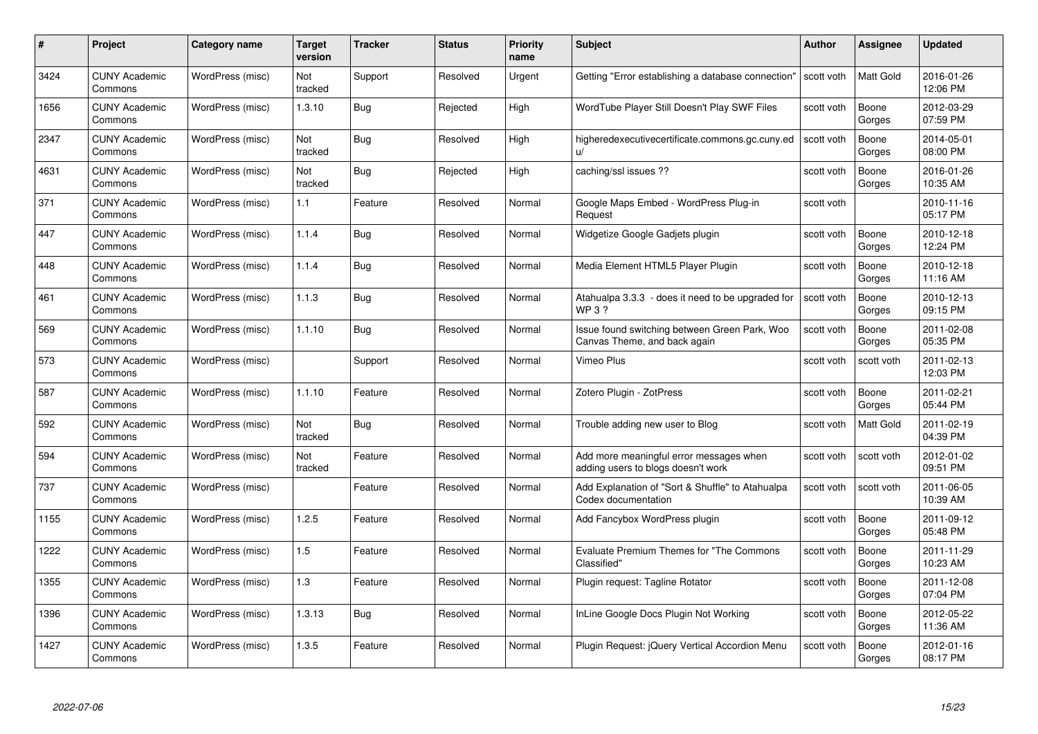| # | Project | Category name | Target version | Tracker | Status | Priority name | Subject | Author | Assignee | Updated |
| --- | --- | --- | --- | --- | --- | --- | --- | --- | --- | --- |
| 3424 | CUNY Academic Commons | WordPress (misc) | Not tracked | Support | Resolved | Urgent | Getting "Error establishing a database connection" | scott voth | Matt Gold | 2016-01-26 12:06 PM |
| 1656 | CUNY Academic Commons | WordPress (misc) | 1.3.10 | Bug | Rejected | High | WordTube Player Still Doesn't Play SWF Files | scott voth | Boone Gorges | 2012-03-29 07:59 PM |
| 2347 | CUNY Academic Commons | WordPress (misc) | Not tracked | Bug | Resolved | High | higheredexecutivecertificate.commons.gc.cuny.edu/ | scott voth | Boone Gorges | 2014-05-01 08:00 PM |
| 4631 | CUNY Academic Commons | WordPress (misc) | Not tracked | Bug | Rejected | High | caching/ssl issues ?? | scott voth | Boone Gorges | 2016-01-26 10:35 AM |
| 371 | CUNY Academic Commons | WordPress (misc) | 1.1 | Feature | Resolved | Normal | Google Maps Embed - WordPress Plug-in Request | scott voth | | 2010-11-16 05:17 PM |
| 447 | CUNY Academic Commons | WordPress (misc) | 1.1.4 | Bug | Resolved | Normal | Widgetize Google Gadjets plugin | scott voth | Boone Gorges | 2010-12-18 12:24 PM |
| 448 | CUNY Academic Commons | WordPress (misc) | 1.1.4 | Bug | Resolved | Normal | Media Element HTML5 Player Plugin | scott voth | Boone Gorges | 2010-12-18 11:16 AM |
| 461 | CUNY Academic Commons | WordPress (misc) | 1.1.3 | Bug | Resolved | Normal | Atahualpa 3.3.3 - does it need to be upgraded for WP 3 ? | scott voth | Boone Gorges | 2010-12-13 09:15 PM |
| 569 | CUNY Academic Commons | WordPress (misc) | 1.1.10 | Bug | Resolved | Normal | Issue found switching between Green Park, Woo Canvas Theme, and back again | scott voth | Boone Gorges | 2011-02-08 05:35 PM |
| 573 | CUNY Academic Commons | WordPress (misc) | | Support | Resolved | Normal | Vimeo Plus | scott voth | scott voth | 2011-02-13 12:03 PM |
| 587 | CUNY Academic Commons | WordPress (misc) | 1.1.10 | Feature | Resolved | Normal | Zotero Plugin - ZotPress | scott voth | Boone Gorges | 2011-02-21 05:44 PM |
| 592 | CUNY Academic Commons | WordPress (misc) | Not tracked | Bug | Resolved | Normal | Trouble adding new user to Blog | scott voth | Matt Gold | 2011-02-19 04:39 PM |
| 594 | CUNY Academic Commons | WordPress (misc) | Not tracked | Feature | Resolved | Normal | Add more meaningful error messages when adding users to blogs doesn't work | scott voth | scott voth | 2012-01-02 09:51 PM |
| 737 | CUNY Academic Commons | WordPress (misc) | | Feature | Resolved | Normal | Add Explanation of "Sort & Shuffle" to Atahualpa Codex documentation | scott voth | scott voth | 2011-06-05 10:39 AM |
| 1155 | CUNY Academic Commons | WordPress (misc) | 1.2.5 | Feature | Resolved | Normal | Add Fancybox WordPress plugin | scott voth | Boone Gorges | 2011-09-12 05:48 PM |
| 1222 | CUNY Academic Commons | WordPress (misc) | 1.5 | Feature | Resolved | Normal | Evaluate Premium Themes for "The Commons Classified" | scott voth | Boone Gorges | 2011-11-29 10:23 AM |
| 1355 | CUNY Academic Commons | WordPress (misc) | 1.3 | Feature | Resolved | Normal | Plugin request: Tagline Rotator | scott voth | Boone Gorges | 2011-12-08 07:04 PM |
| 1396 | CUNY Academic Commons | WordPress (misc) | 1.3.13 | Bug | Resolved | Normal | InLine Google Docs Plugin Not Working | scott voth | Boone Gorges | 2012-05-22 11:36 AM |
| 1427 | CUNY Academic Commons | WordPress (misc) | 1.3.5 | Feature | Resolved | Normal | Plugin Request: jQuery Vertical Accordion Menu | scott voth | Boone Gorges | 2012-01-16 08:17 PM |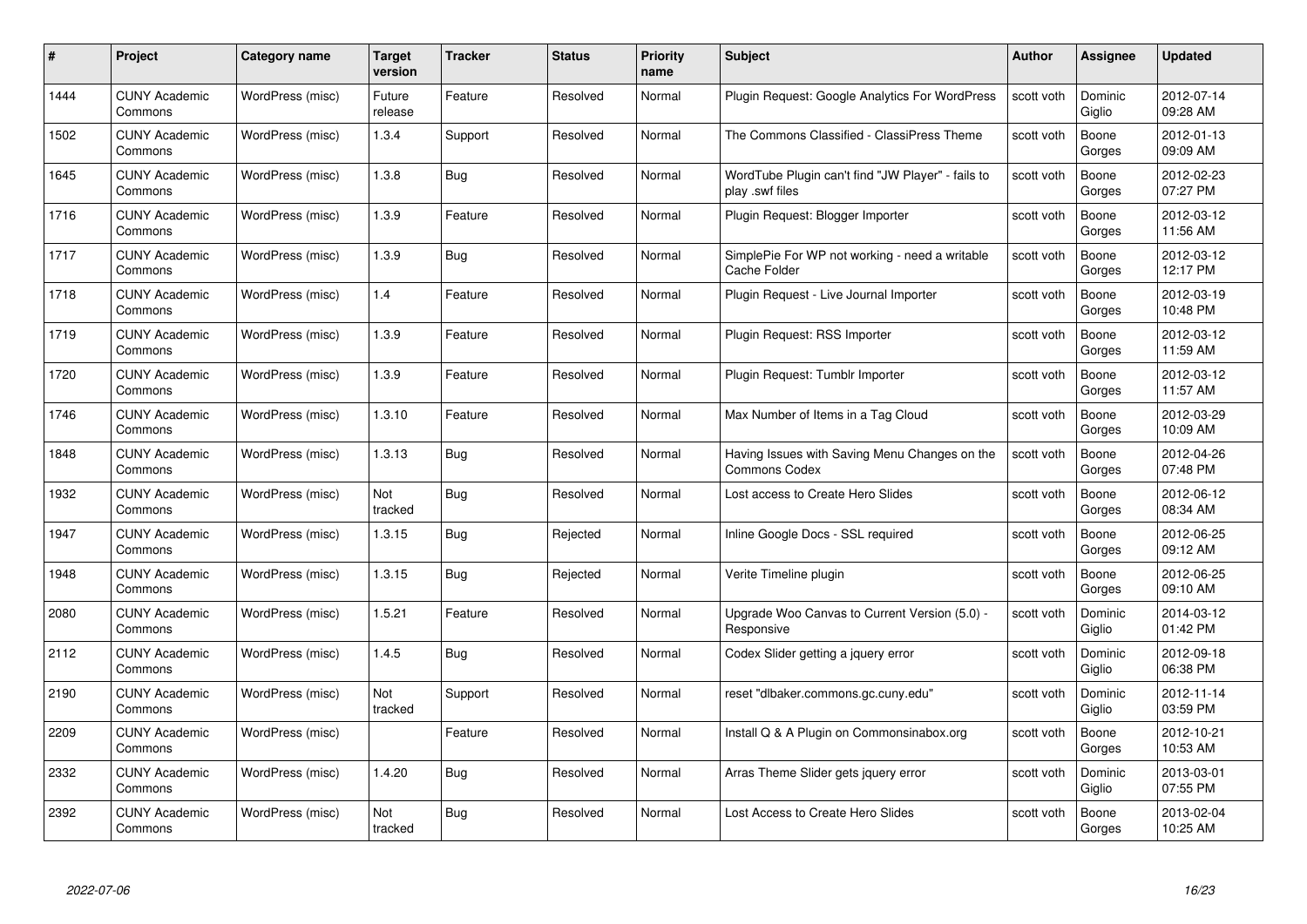| # | Project | Category name | Target version | Tracker | Status | Priority name | Subject | Author | Assignee | Updated |
|---|---|---|---|---|---|---|---|---|---|---|
| 1444 | CUNY Academic Commons | WordPress (misc) | Future release | Feature | Resolved | Normal | Plugin Request: Google Analytics For WordPress | scott voth | Dominic Giglio | 2012-07-14 09:28 AM |
| 1502 | CUNY Academic Commons | WordPress (misc) | 1.3.4 | Support | Resolved | Normal | The Commons Classified - ClassiPress Theme | scott voth | Boone Gorges | 2012-01-13 09:09 AM |
| 1645 | CUNY Academic Commons | WordPress (misc) | 1.3.8 | Bug | Resolved | Normal | WordTube Plugin can't find "JW Player" - fails to play .swf files | scott voth | Boone Gorges | 2012-02-23 07:27 PM |
| 1716 | CUNY Academic Commons | WordPress (misc) | 1.3.9 | Feature | Resolved | Normal | Plugin Request: Blogger Importer | scott voth | Boone Gorges | 2012-03-12 11:56 AM |
| 1717 | CUNY Academic Commons | WordPress (misc) | 1.3.9 | Bug | Resolved | Normal | SimplePie For WP not working - need a writable Cache Folder | scott voth | Boone Gorges | 2012-03-12 12:17 PM |
| 1718 | CUNY Academic Commons | WordPress (misc) | 1.4 | Feature | Resolved | Normal | Plugin Request - Live Journal Importer | scott voth | Boone Gorges | 2012-03-19 10:48 PM |
| 1719 | CUNY Academic Commons | WordPress (misc) | 1.3.9 | Feature | Resolved | Normal | Plugin Request: RSS Importer | scott voth | Boone Gorges | 2012-03-12 11:59 AM |
| 1720 | CUNY Academic Commons | WordPress (misc) | 1.3.9 | Feature | Resolved | Normal | Plugin Request: Tumblr Importer | scott voth | Boone Gorges | 2012-03-12 11:57 AM |
| 1746 | CUNY Academic Commons | WordPress (misc) | 1.3.10 | Feature | Resolved | Normal | Max Number of Items in a Tag Cloud | scott voth | Boone Gorges | 2012-03-29 10:09 AM |
| 1848 | CUNY Academic Commons | WordPress (misc) | 1.3.13 | Bug | Resolved | Normal | Having Issues with Saving Menu Changes on the Commons Codex | scott voth | Boone Gorges | 2012-04-26 07:48 PM |
| 1932 | CUNY Academic Commons | WordPress (misc) | Not tracked | Bug | Resolved | Normal | Lost access to Create Hero Slides | scott voth | Boone Gorges | 2012-06-12 08:34 AM |
| 1947 | CUNY Academic Commons | WordPress (misc) | 1.3.15 | Bug | Rejected | Normal | Inline Google Docs - SSL required | scott voth | Boone Gorges | 2012-06-25 09:12 AM |
| 1948 | CUNY Academic Commons | WordPress (misc) | 1.3.15 | Bug | Rejected | Normal | Verite Timeline plugin | scott voth | Boone Gorges | 2012-06-25 09:10 AM |
| 2080 | CUNY Academic Commons | WordPress (misc) | 1.5.21 | Feature | Resolved | Normal | Upgrade Woo Canvas to Current Version (5.0) - Responsive | scott voth | Dominic Giglio | 2014-03-12 01:42 PM |
| 2112 | CUNY Academic Commons | WordPress (misc) | 1.4.5 | Bug | Resolved | Normal | Codex Slider getting a jquery error | scott voth | Dominic Giglio | 2012-09-18 06:38 PM |
| 2190 | CUNY Academic Commons | WordPress (misc) | Not tracked | Support | Resolved | Normal | reset "dlbaker.commons.gc.cuny.edu" | scott voth | Dominic Giglio | 2012-11-14 03:59 PM |
| 2209 | CUNY Academic Commons | WordPress (misc) | | Feature | Resolved | Normal | Install Q & A Plugin on Commonsinabox.org | scott voth | Boone Gorges | 2012-10-21 10:53 AM |
| 2332 | CUNY Academic Commons | WordPress (misc) | 1.4.20 | Bug | Resolved | Normal | Arras Theme Slider gets jquery error | scott voth | Dominic Giglio | 2013-03-01 07:55 PM |
| 2392 | CUNY Academic Commons | WordPress (misc) | Not tracked | Bug | Resolved | Normal | Lost Access to Create Hero Slides | scott voth | Boone Gorges | 2013-02-04 10:25 AM |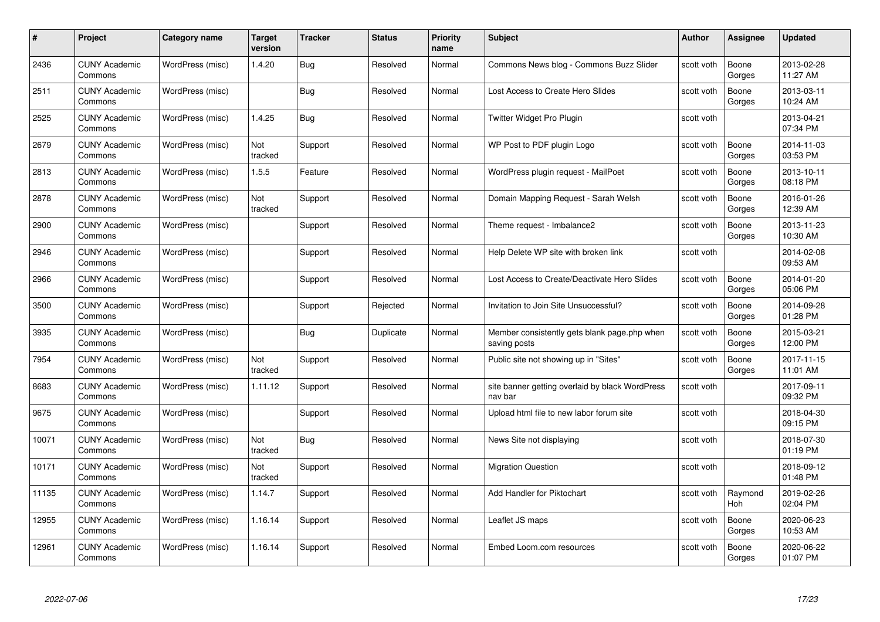| # | Project | Category name | Target version | Tracker | Status | Priority name | Subject | Author | Assignee | Updated |
|---|---|---|---|---|---|---|---|---|---|---|
| 2436 | CUNY Academic Commons | WordPress (misc) | 1.4.20 | Bug | Resolved | Normal | Commons News blog - Commons Buzz Slider | scott voth | Boone Gorges | 2013-02-28 11:27 AM |
| 2511 | CUNY Academic Commons | WordPress (misc) | | Bug | Resolved | Normal | Lost Access to Create Hero Slides | scott voth | Boone Gorges | 2013-03-11 10:24 AM |
| 2525 | CUNY Academic Commons | WordPress (misc) | 1.4.25 | Bug | Resolved | Normal | Twitter Widget Pro Plugin | scott voth | | 2013-04-21 07:34 PM |
| 2679 | CUNY Academic Commons | WordPress (misc) | Not tracked | Support | Resolved | Normal | WP Post to PDF plugin Logo | scott voth | Boone Gorges | 2014-11-03 03:53 PM |
| 2813 | CUNY Academic Commons | WordPress (misc) | 1.5.5 | Feature | Resolved | Normal | WordPress plugin request - MailPoet | scott voth | Boone Gorges | 2013-10-11 08:18 PM |
| 2878 | CUNY Academic Commons | WordPress (misc) | Not tracked | Support | Resolved | Normal | Domain Mapping Request - Sarah Welsh | scott voth | Boone Gorges | 2016-01-26 12:39 AM |
| 2900 | CUNY Academic Commons | WordPress (misc) | | Support | Resolved | Normal | Theme request - Imbalance2 | scott voth | Boone Gorges | 2013-11-23 10:30 AM |
| 2946 | CUNY Academic Commons | WordPress (misc) | | Support | Resolved | Normal | Help Delete WP site with broken link | scott voth | | 2014-02-08 09:53 AM |
| 2966 | CUNY Academic Commons | WordPress (misc) | | Support | Resolved | Normal | Lost Access to Create/Deactivate Hero Slides | scott voth | Boone Gorges | 2014-01-20 05:06 PM |
| 3500 | CUNY Academic Commons | WordPress (misc) | | Support | Rejected | Normal | Invitation to Join Site Unsuccessful? | scott voth | Boone Gorges | 2014-09-28 01:28 PM |
| 3935 | CUNY Academic Commons | WordPress (misc) | | Bug | Duplicate | Normal | Member consistently gets blank page.php when saving posts | scott voth | Boone Gorges | 2015-03-21 12:00 PM |
| 7954 | CUNY Academic Commons | WordPress (misc) | Not tracked | Support | Resolved | Normal | Public site not showing up in "Sites" | scott voth | Boone Gorges | 2017-11-15 11:01 AM |
| 8683 | CUNY Academic Commons | WordPress (misc) | 1.11.12 | Support | Resolved | Normal | site banner getting overlaid by black WordPress nav bar | scott voth | | 2017-09-11 09:32 PM |
| 9675 | CUNY Academic Commons | WordPress (misc) | | Support | Resolved | Normal | Upload html file to new labor forum site | scott voth | | 2018-04-30 09:15 PM |
| 10071 | CUNY Academic Commons | WordPress (misc) | Not tracked | Bug | Resolved | Normal | News Site not displaying | scott voth | | 2018-07-30 01:19 PM |
| 10171 | CUNY Academic Commons | WordPress (misc) | Not tracked | Support | Resolved | Normal | Migration Question | scott voth | | 2018-09-12 01:48 PM |
| 11135 | CUNY Academic Commons | WordPress (misc) | 1.14.7 | Support | Resolved | Normal | Add Handler for Piktochart | scott voth | Raymond Hoh | 2019-02-26 02:04 PM |
| 12955 | CUNY Academic Commons | WordPress (misc) | 1.16.14 | Support | Resolved | Normal | Leaflet JS maps | scott voth | Boone Gorges | 2020-06-23 10:53 AM |
| 12961 | CUNY Academic Commons | WordPress (misc) | 1.16.14 | Support | Resolved | Normal | Embed Loom.com resources | scott voth | Boone Gorges | 2020-06-22 01:07 PM |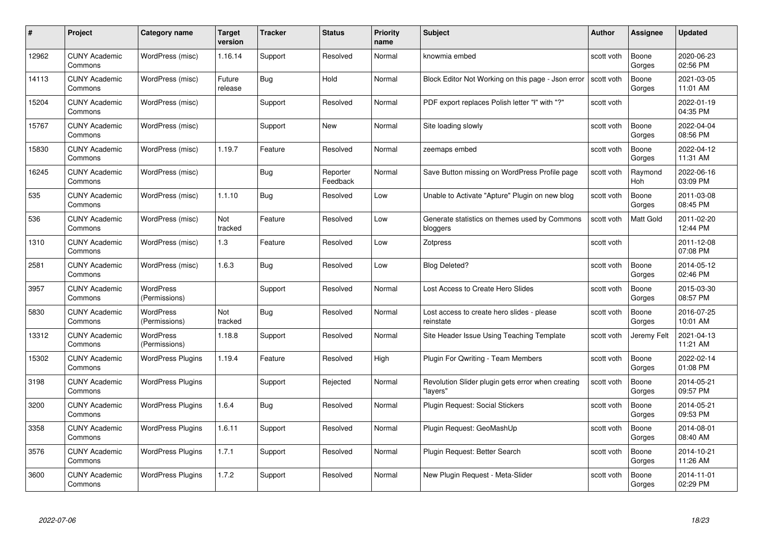| # | Project | Category name | Target version | Tracker | Status | Priority name | Subject | Author | Assignee | Updated |
|---|---|---|---|---|---|---|---|---|---|---|
| 12962 | CUNY Academic Commons | WordPress (misc) | 1.16.14 | Support | Resolved | Normal | knowmia embed | scott voth | Boone Gorges | 2020-06-23 02:56 PM |
| 14113 | CUNY Academic Commons | WordPress (misc) | Future release | Bug | Hold | Normal | Block Editor Not Working on this page - Json error | scott voth | Boone Gorges | 2021-03-05 11:01 AM |
| 15204 | CUNY Academic Commons | WordPress (misc) | | Support | Resolved | Normal | PDF export replaces Polish letter "ł" with "?" | scott voth | | 2022-01-19 04:35 PM |
| 15767 | CUNY Academic Commons | WordPress (misc) | | Support | New | Normal | Site loading slowly | scott voth | Boone Gorges | 2022-04-04 08:56 PM |
| 15830 | CUNY Academic Commons | WordPress (misc) | 1.19.7 | Feature | Resolved | Normal | zeemaps embed | scott voth | Boone Gorges | 2022-04-12 11:31 AM |
| 16245 | CUNY Academic Commons | WordPress (misc) | | Bug | Reporter Feedback | Normal | Save Button missing on WordPress Profile page | scott voth | Raymond Hoh | 2022-06-16 03:09 PM |
| 535 | CUNY Academic Commons | WordPress (misc) | 1.1.10 | Bug | Resolved | Low | Unable to Activate "Apture" Plugin on new blog | scott voth | Boone Gorges | 2011-03-08 08:45 PM |
| 536 | CUNY Academic Commons | WordPress (misc) | Not tracked | Feature | Resolved | Low | Generate statistics on themes used by Commons bloggers | scott voth | Matt Gold | 2011-02-20 12:44 PM |
| 1310 | CUNY Academic Commons | WordPress (misc) | 1.3 | Feature | Resolved | Low | Zotpress | scott voth | | 2011-12-08 07:08 PM |
| 2581 | CUNY Academic Commons | WordPress (misc) | 1.6.3 | Bug | Resolved | Low | Blog Deleted? | scott voth | Boone Gorges | 2014-05-12 02:46 PM |
| 3957 | CUNY Academic Commons | WordPress (Permissions) | | Support | Resolved | Normal | Lost Access to Create Hero Slides | scott voth | Boone Gorges | 2015-03-30 08:57 PM |
| 5830 | CUNY Academic Commons | WordPress (Permissions) | Not tracked | Bug | Resolved | Normal | Lost access to create hero slides - please reinstate | scott voth | Boone Gorges | 2016-07-25 10:01 AM |
| 13312 | CUNY Academic Commons | WordPress (Permissions) | 1.18.8 | Support | Resolved | Normal | Site Header Issue Using Teaching Template | scott voth | Jeremy Felt | 2021-04-13 11:21 AM |
| 15302 | CUNY Academic Commons | WordPress Plugins | 1.19.4 | Feature | Resolved | High | Plugin For Qwriting - Team Members | scott voth | Boone Gorges | 2022-02-14 01:08 PM |
| 3198 | CUNY Academic Commons | WordPress Plugins | | Support | Rejected | Normal | Revolution Slider plugin gets error when creating "layers" | scott voth | Boone Gorges | 2014-05-21 09:57 PM |
| 3200 | CUNY Academic Commons | WordPress Plugins | 1.6.4 | Bug | Resolved | Normal | Plugin Request: Social Stickers | scott voth | Boone Gorges | 2014-05-21 09:53 PM |
| 3358 | CUNY Academic Commons | WordPress Plugins | 1.6.11 | Support | Resolved | Normal | Plugin Request: GeoMashUp | scott voth | Boone Gorges | 2014-08-01 08:40 AM |
| 3576 | CUNY Academic Commons | WordPress Plugins | 1.7.1 | Support | Resolved | Normal | Plugin Request: Better Search | scott voth | Boone Gorges | 2014-10-21 11:26 AM |
| 3600 | CUNY Academic Commons | WordPress Plugins | 1.7.2 | Support | Resolved | Normal | New Plugin Request - Meta-Slider | scott voth | Boone Gorges | 2014-11-01 02:29 PM |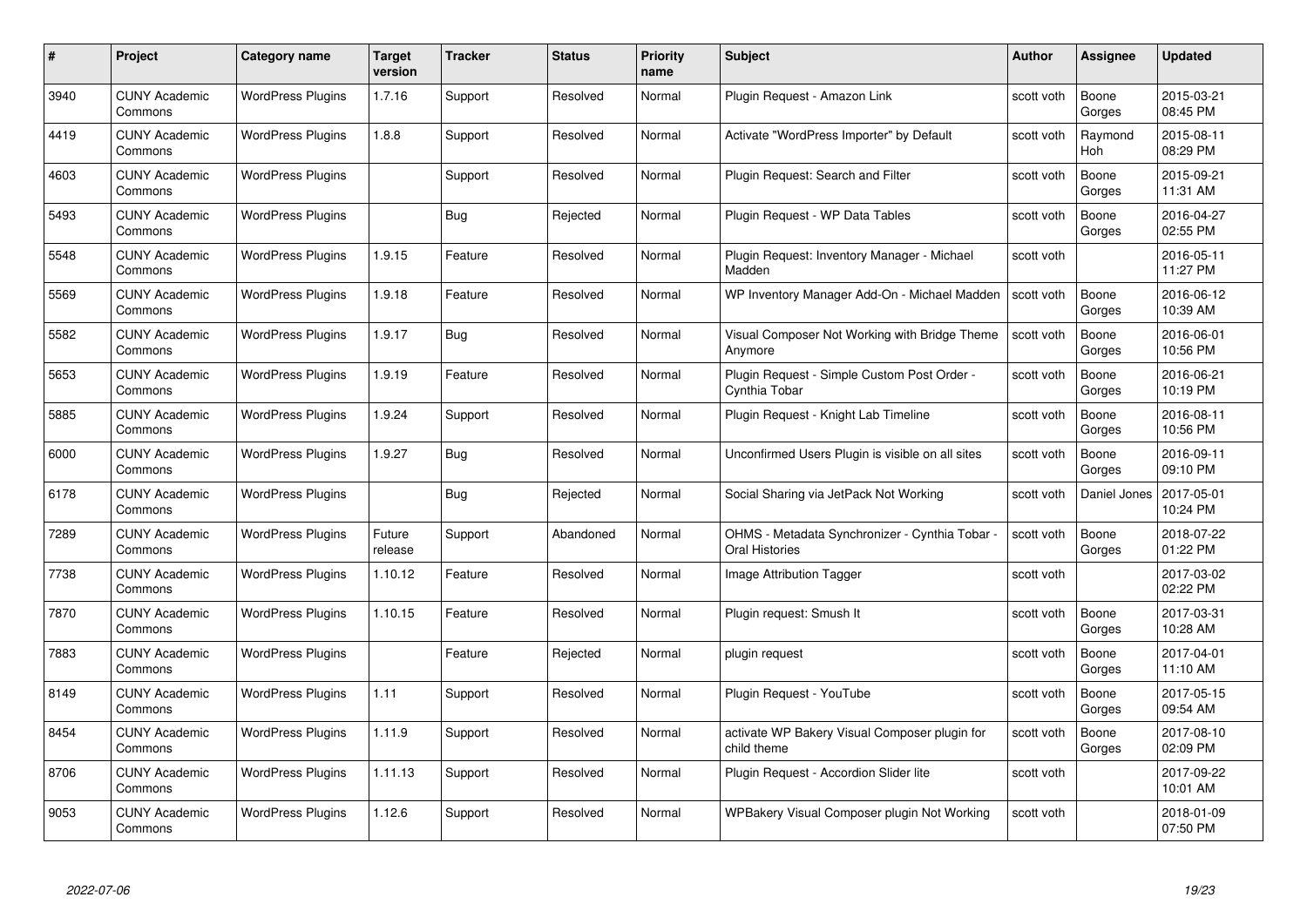| # | Project | Category name | Target version | Tracker | Status | Priority name | Subject | Author | Assignee | Updated |
|---|---|---|---|---|---|---|---|---|---|---|
| 3940 | CUNY Academic Commons | WordPress Plugins | 1.7.16 | Support | Resolved | Normal | Plugin Request - Amazon Link | scott voth | Boone Gorges | 2015-03-21 08:45 PM |
| 4419 | CUNY Academic Commons | WordPress Plugins | 1.8.8 | Support | Resolved | Normal | Activate "WordPress Importer" by Default | scott voth | Raymond Hoh | 2015-08-11 08:29 PM |
| 4603 | CUNY Academic Commons | WordPress Plugins | | Support | Resolved | Normal | Plugin Request: Search and Filter | scott voth | Boone Gorges | 2015-09-21 11:31 AM |
| 5493 | CUNY Academic Commons | WordPress Plugins | | Bug | Rejected | Normal | Plugin Request - WP Data Tables | scott voth | Boone Gorges | 2016-04-27 02:55 PM |
| 5548 | CUNY Academic Commons | WordPress Plugins | 1.9.15 | Feature | Resolved | Normal | Plugin Request: Inventory Manager - Michael Madden | scott voth | | 2016-05-11 11:27 PM |
| 5569 | CUNY Academic Commons | WordPress Plugins | 1.9.18 | Feature | Resolved | Normal | WP Inventory Manager Add-On - Michael Madden | scott voth | Boone Gorges | 2016-06-12 10:39 AM |
| 5582 | CUNY Academic Commons | WordPress Plugins | 1.9.17 | Bug | Resolved | Normal | Visual Composer Not Working with Bridge Theme Anymore | scott voth | Boone Gorges | 2016-06-01 10:56 PM |
| 5653 | CUNY Academic Commons | WordPress Plugins | 1.9.19 | Feature | Resolved | Normal | Plugin Request - Simple Custom Post Order - Cynthia Tobar | scott voth | Boone Gorges | 2016-06-21 10:19 PM |
| 5885 | CUNY Academic Commons | WordPress Plugins | 1.9.24 | Support | Resolved | Normal | Plugin Request - Knight Lab Timeline | scott voth | Boone Gorges | 2016-08-11 10:56 PM |
| 6000 | CUNY Academic Commons | WordPress Plugins | 1.9.27 | Bug | Resolved | Normal | Unconfirmed Users Plugin is visible on all sites | scott voth | Boone Gorges | 2016-09-11 09:10 PM |
| 6178 | CUNY Academic Commons | WordPress Plugins | | Bug | Rejected | Normal | Social Sharing via JetPack Not Working | scott voth | Daniel Jones | 2017-05-01 10:24 PM |
| 7289 | CUNY Academic Commons | WordPress Plugins | Future release | Support | Abandoned | Normal | OHMS - Metadata Synchronizer - Cynthia Tobar - Oral Histories | scott voth | Boone Gorges | 2018-07-22 01:22 PM |
| 7738 | CUNY Academic Commons | WordPress Plugins | 1.10.12 | Feature | Resolved | Normal | Image Attribution Tagger | scott voth | | 2017-03-02 02:22 PM |
| 7870 | CUNY Academic Commons | WordPress Plugins | 1.10.15 | Feature | Resolved | Normal | Plugin request: Smush It | scott voth | Boone Gorges | 2017-03-31 10:28 AM |
| 7883 | CUNY Academic Commons | WordPress Plugins | | Feature | Rejected | Normal | plugin request | scott voth | Boone Gorges | 2017-04-01 11:10 AM |
| 8149 | CUNY Academic Commons | WordPress Plugins | 1.11 | Support | Resolved | Normal | Plugin Request - YouTube | scott voth | Boone Gorges | 2017-05-15 09:54 AM |
| 8454 | CUNY Academic Commons | WordPress Plugins | 1.11.9 | Support | Resolved | Normal | activate WP Bakery Visual Composer plugin for child theme | scott voth | Boone Gorges | 2017-08-10 02:09 PM |
| 8706 | CUNY Academic Commons | WordPress Plugins | 1.11.13 | Support | Resolved | Normal | Plugin Request - Accordion Slider lite | scott voth | | 2017-09-22 10:01 AM |
| 9053 | CUNY Academic Commons | WordPress Plugins | 1.12.6 | Support | Resolved | Normal | WPBakery Visual Composer plugin Not Working | scott voth | | 2018-01-09 07:50 PM |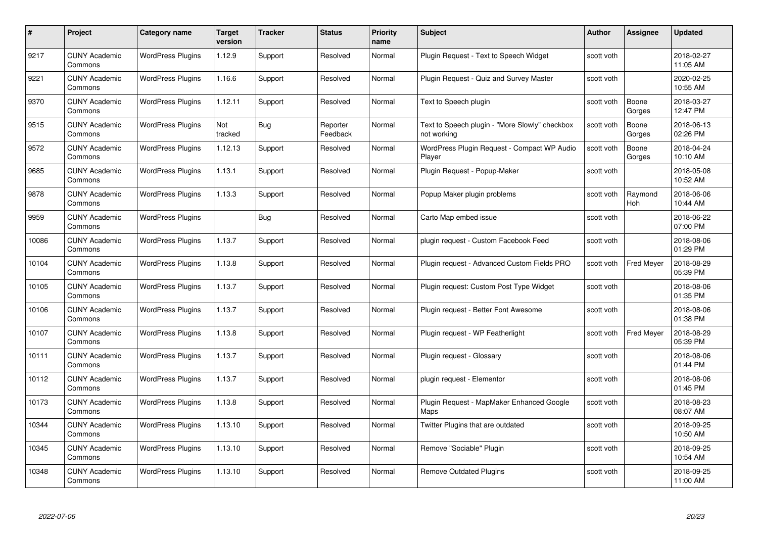| # | Project | Category name | Target version | Tracker | Status | Priority name | Subject | Author | Assignee | Updated |
|---|---|---|---|---|---|---|---|---|---|---|
| 9217 | CUNY Academic Commons | WordPress Plugins | 1.12.9 | Support | Resolved | Normal | Plugin Request - Text to Speech Widget | scott voth | | 2018-02-27 11:05 AM |
| 9221 | CUNY Academic Commons | WordPress Plugins | 1.16.6 | Support | Resolved | Normal | Plugin Request - Quiz and Survey Master | scott voth | | 2020-02-25 10:55 AM |
| 9370 | CUNY Academic Commons | WordPress Plugins | 1.12.11 | Support | Resolved | Normal | Text to Speech plugin | scott voth | Boone Gorges | 2018-03-27 12:47 PM |
| 9515 | CUNY Academic Commons | WordPress Plugins | Not tracked | Bug | Reporter Feedback | Normal | Text to Speech plugin - "More Slowly" checkbox not working | scott voth | Boone Gorges | 2018-06-13 02:26 PM |
| 9572 | CUNY Academic Commons | WordPress Plugins | 1.12.13 | Support | Resolved | Normal | WordPress Plugin Request - Compact WP Audio Player | scott voth | Boone Gorges | 2018-04-24 10:10 AM |
| 9685 | CUNY Academic Commons | WordPress Plugins | 1.13.1 | Support | Resolved | Normal | Plugin Request - Popup-Maker | scott voth | | 2018-05-08 10:52 AM |
| 9878 | CUNY Academic Commons | WordPress Plugins | 1.13.3 | Support | Resolved | Normal | Popup Maker plugin problems | scott voth | Raymond Hoh | 2018-06-06 10:44 AM |
| 9959 | CUNY Academic Commons | WordPress Plugins | | Bug | Resolved | Normal | Carto Map embed issue | scott voth | | 2018-06-22 07:00 PM |
| 10086 | CUNY Academic Commons | WordPress Plugins | 1.13.7 | Support | Resolved | Normal | plugin request - Custom Facebook Feed | scott voth | | 2018-08-06 01:29 PM |
| 10104 | CUNY Academic Commons | WordPress Plugins | 1.13.8 | Support | Resolved | Normal | Plugin request - Advanced Custom Fields PRO | scott voth | Fred Meyer | 2018-08-29 05:39 PM |
| 10105 | CUNY Academic Commons | WordPress Plugins | 1.13.7 | Support | Resolved | Normal | Plugin request: Custom Post Type Widget | scott voth | | 2018-08-06 01:35 PM |
| 10106 | CUNY Academic Commons | WordPress Plugins | 1.13.7 | Support | Resolved | Normal | Plugin request - Better Font Awesome | scott voth | | 2018-08-06 01:38 PM |
| 10107 | CUNY Academic Commons | WordPress Plugins | 1.13.8 | Support | Resolved | Normal | Plugin request - WP Featherlight | scott voth | Fred Meyer | 2018-08-29 05:39 PM |
| 10111 | CUNY Academic Commons | WordPress Plugins | 1.13.7 | Support | Resolved | Normal | Plugin request - Glossary | scott voth | | 2018-08-06 01:44 PM |
| 10112 | CUNY Academic Commons | WordPress Plugins | 1.13.7 | Support | Resolved | Normal | plugin request - Elementor | scott voth | | 2018-08-06 01:45 PM |
| 10173 | CUNY Academic Commons | WordPress Plugins | 1.13.8 | Support | Resolved | Normal | Plugin Request - MapMaker Enhanced Google Maps | scott voth | | 2018-08-23 08:07 AM |
| 10344 | CUNY Academic Commons | WordPress Plugins | 1.13.10 | Support | Resolved | Normal | Twitter Plugins that are outdated | scott voth | | 2018-09-25 10:50 AM |
| 10345 | CUNY Academic Commons | WordPress Plugins | 1.13.10 | Support | Resolved | Normal | Remove "Sociable" Plugin | scott voth | | 2018-09-25 10:54 AM |
| 10348 | CUNY Academic Commons | WordPress Plugins | 1.13.10 | Support | Resolved | Normal | Remove Outdated Plugins | scott voth | | 2018-09-25 11:00 AM |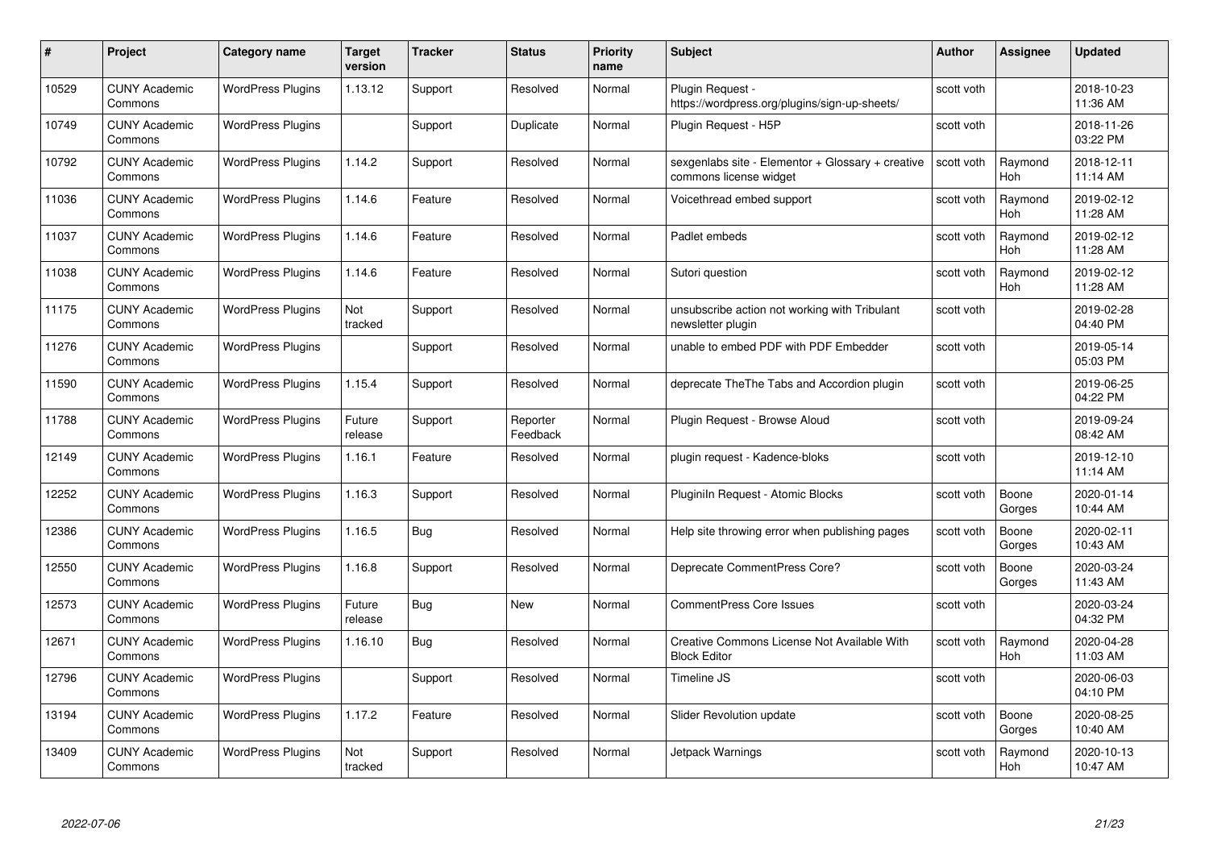| # | Project | Category name | Target version | Tracker | Status | Priority name | Subject | Author | Assignee | Updated |
|---|---|---|---|---|---|---|---|---|---|---|
| 10529 | CUNY Academic Commons | WordPress Plugins | 1.13.12 | Support | Resolved | Normal | Plugin Request - https://wordpress.org/plugins/sign-up-sheets/ | scott voth | | 2018-10-23 11:36 AM |
| 10749 | CUNY Academic Commons | WordPress Plugins | | Support | Duplicate | Normal | Plugin Request - H5P | scott voth | | 2018-11-26 03:22 PM |
| 10792 | CUNY Academic Commons | WordPress Plugins | 1.14.2 | Support | Resolved | Normal | sexgenlabs site - Elementor + Glossary + creative commons license widget | scott voth | Raymond Hoh | 2018-12-11 11:14 AM |
| 11036 | CUNY Academic Commons | WordPress Plugins | 1.14.6 | Feature | Resolved | Normal | Voicethread embed support | scott voth | Raymond Hoh | 2019-02-12 11:28 AM |
| 11037 | CUNY Academic Commons | WordPress Plugins | 1.14.6 | Feature | Resolved | Normal | Padlet embeds | scott voth | Raymond Hoh | 2019-02-12 11:28 AM |
| 11038 | CUNY Academic Commons | WordPress Plugins | 1.14.6 | Feature | Resolved | Normal | Sutori question | scott voth | Raymond Hoh | 2019-02-12 11:28 AM |
| 11175 | CUNY Academic Commons | WordPress Plugins | Not tracked | Support | Resolved | Normal | unsubscribe action not working with Tribulant newsletter plugin | scott voth | | 2019-02-28 04:40 PM |
| 11276 | CUNY Academic Commons | WordPress Plugins | | Support | Resolved | Normal | unable to embed PDF with PDF Embedder | scott voth | | 2019-05-14 05:03 PM |
| 11590 | CUNY Academic Commons | WordPress Plugins | 1.15.4 | Support | Resolved | Normal | deprecate TheThe Tabs and Accordion plugin | scott voth | | 2019-06-25 04:22 PM |
| 11788 | CUNY Academic Commons | WordPress Plugins | Future release | Support | Reporter Feedback | Normal | Plugin Request - Browse Aloud | scott voth | | 2019-09-24 08:42 AM |
| 12149 | CUNY Academic Commons | WordPress Plugins | 1.16.1 | Feature | Resolved | Normal | plugin request - Kadence-bloks | scott voth | | 2019-12-10 11:14 AM |
| 12252 | CUNY Academic Commons | WordPress Plugins | 1.16.3 | Support | Resolved | Normal | Pluginln Request - Atomic Blocks | scott voth | Boone Gorges | 2020-01-14 10:44 AM |
| 12386 | CUNY Academic Commons | WordPress Plugins | 1.16.5 | Bug | Resolved | Normal | Help site throwing error when publishing pages | scott voth | Boone Gorges | 2020-02-11 10:43 AM |
| 12550 | CUNY Academic Commons | WordPress Plugins | 1.16.8 | Support | Resolved | Normal | Deprecate CommentPress Core? | scott voth | Boone Gorges | 2020-03-24 11:43 AM |
| 12573 | CUNY Academic Commons | WordPress Plugins | Future release | Bug | New | Normal | CommentPress Core Issues | scott voth | | 2020-03-24 04:32 PM |
| 12671 | CUNY Academic Commons | WordPress Plugins | 1.16.10 | Bug | Resolved | Normal | Creative Commons License Not Available With Block Editor | scott voth | Raymond Hoh | 2020-04-28 11:03 AM |
| 12796 | CUNY Academic Commons | WordPress Plugins | | Support | Resolved | Normal | Timeline JS | scott voth | | 2020-06-03 04:10 PM |
| 13194 | CUNY Academic Commons | WordPress Plugins | 1.17.2 | Feature | Resolved | Normal | Slider Revolution update | scott voth | Boone Gorges | 2020-08-25 10:40 AM |
| 13409 | CUNY Academic Commons | WordPress Plugins | Not tracked | Support | Resolved | Normal | Jetpack Warnings | scott voth | Raymond Hoh | 2020-10-13 10:47 AM |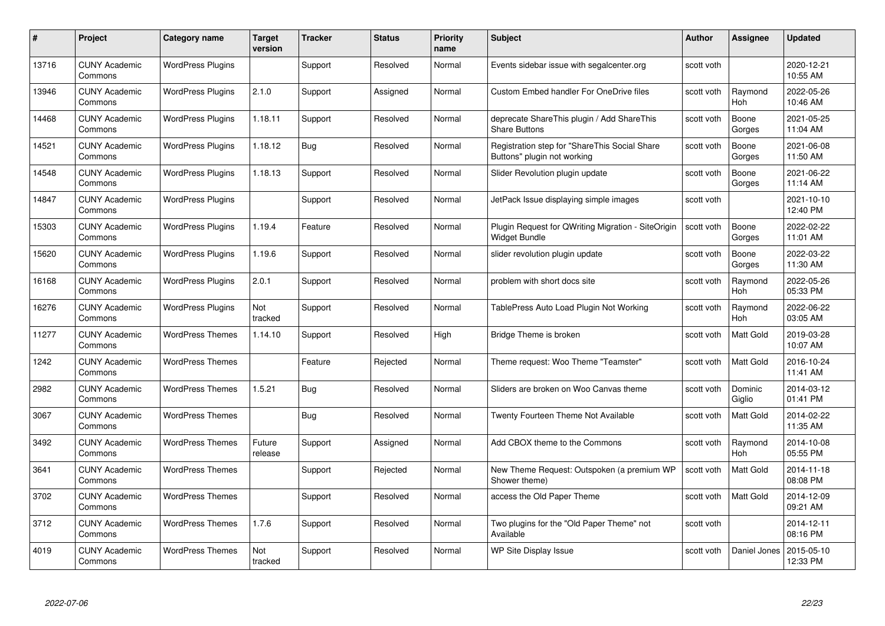| # | Project | Category name | Target version | Tracker | Status | Priority name | Subject | Author | Assignee | Updated |
|---|---|---|---|---|---|---|---|---|---|---|
| 13716 | CUNY Academic Commons | WordPress Plugins | | Support | Resolved | Normal | Events sidebar issue with segalcenter.org | scott voth | | 2020-12-21 10:55 AM |
| 13946 | CUNY Academic Commons | WordPress Plugins | 2.1.0 | Support | Assigned | Normal | Custom Embed handler For OneDrive files | scott voth | Raymond Hoh | 2022-05-26 10:46 AM |
| 14468 | CUNY Academic Commons | WordPress Plugins | 1.18.11 | Support | Resolved | Normal | deprecate ShareThis plugin / Add ShareThis Share Buttons | scott voth | Boone Gorges | 2021-05-25 11:04 AM |
| 14521 | CUNY Academic Commons | WordPress Plugins | 1.18.12 | Bug | Resolved | Normal | Registration step for "ShareThis Social Share Buttons" plugin not working | scott voth | Boone Gorges | 2021-06-08 11:50 AM |
| 14548 | CUNY Academic Commons | WordPress Plugins | 1.18.13 | Support | Resolved | Normal | Slider Revolution plugin update | scott voth | Boone Gorges | 2021-06-22 11:14 AM |
| 14847 | CUNY Academic Commons | WordPress Plugins | | Support | Resolved | Normal | JetPack Issue displaying simple images | scott voth | | 2021-10-10 12:40 PM |
| 15303 | CUNY Academic Commons | WordPress Plugins | 1.19.4 | Feature | Resolved | Normal | Plugin Request for QWriting Migration - SiteOrigin Widget Bundle | scott voth | Boone Gorges | 2022-02-22 11:01 AM |
| 15620 | CUNY Academic Commons | WordPress Plugins | 1.19.6 | Support | Resolved | Normal | slider revolution plugin update | scott voth | Boone Gorges | 2022-03-22 11:30 AM |
| 16168 | CUNY Academic Commons | WordPress Plugins | 2.0.1 | Support | Resolved | Normal | problem with short docs site | scott voth | Raymond Hoh | 2022-05-26 05:33 PM |
| 16276 | CUNY Academic Commons | WordPress Plugins | Not tracked | Support | Resolved | Normal | TablePress Auto Load Plugin Not Working | scott voth | Raymond Hoh | 2022-06-22 03:05 AM |
| 11277 | CUNY Academic Commons | WordPress Themes | 1.14.10 | Support | Resolved | High | Bridge Theme is broken | scott voth | Matt Gold | 2019-03-28 10:07 AM |
| 1242 | CUNY Academic Commons | WordPress Themes | | Feature | Rejected | Normal | Theme request: Woo Theme "Teamster" | scott voth | Matt Gold | 2016-10-24 11:41 AM |
| 2982 | CUNY Academic Commons | WordPress Themes | 1.5.21 | Bug | Resolved | Normal | Sliders are broken on Woo Canvas theme | scott voth | Dominic Giglio | 2014-03-12 01:41 PM |
| 3067 | CUNY Academic Commons | WordPress Themes | | Bug | Resolved | Normal | Twenty Fourteen Theme Not Available | scott voth | Matt Gold | 2014-02-22 11:35 AM |
| 3492 | CUNY Academic Commons | WordPress Themes | Future release | Support | Assigned | Normal | Add CBOX theme to the Commons | scott voth | Raymond Hoh | 2014-10-08 05:55 PM |
| 3641 | CUNY Academic Commons | WordPress Themes | | Support | Rejected | Normal | New Theme Request: Outspoken (a premium WP Shower theme) | scott voth | Matt Gold | 2014-11-18 08:08 PM |
| 3702 | CUNY Academic Commons | WordPress Themes | | Support | Resolved | Normal | access the Old Paper Theme | scott voth | Matt Gold | 2014-12-09 09:21 AM |
| 3712 | CUNY Academic Commons | WordPress Themes | 1.7.6 | Support | Resolved | Normal | Two plugins for the "Old Paper Theme" not Available | scott voth | | 2014-12-11 08:16 PM |
| 4019 | CUNY Academic Commons | WordPress Themes | Not tracked | Support | Resolved | Normal | WP Site Display Issue | scott voth | Daniel Jones | 2015-05-10 12:33 PM |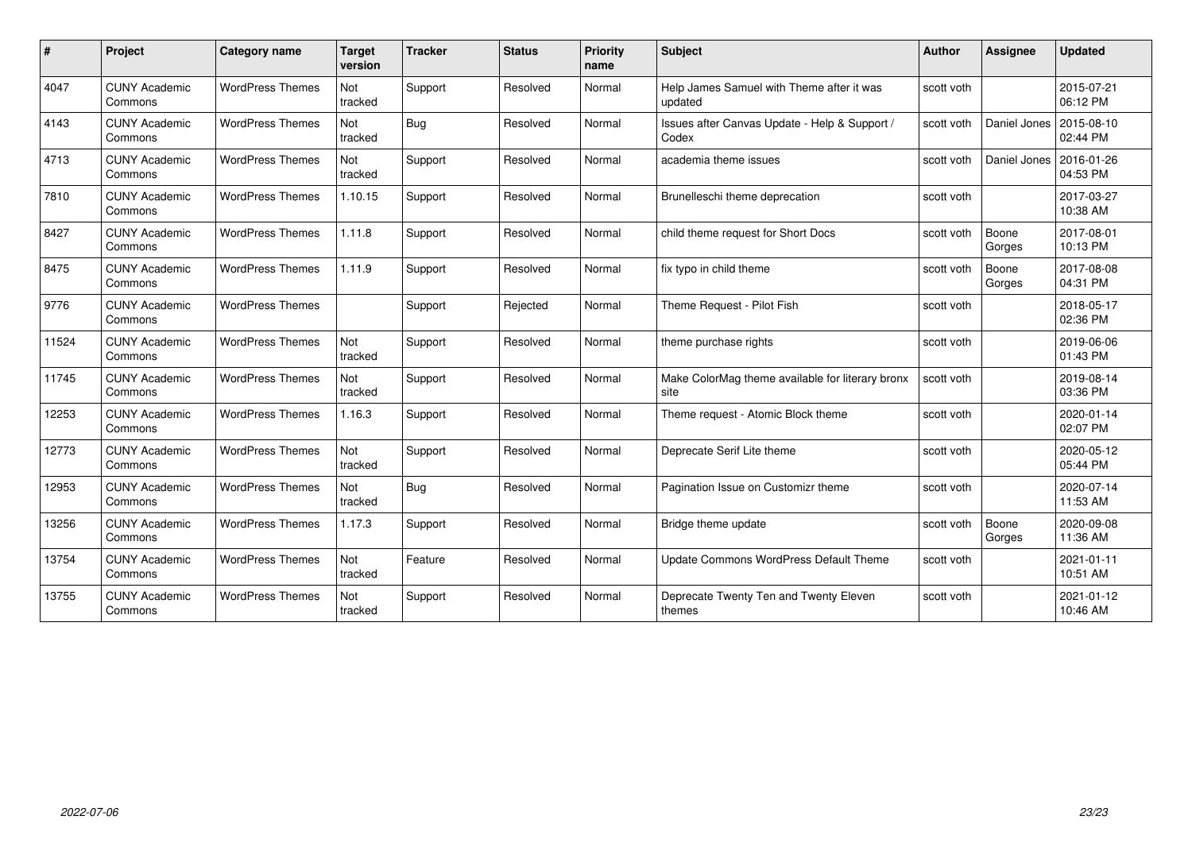| # | Project | Category name | Target version | Tracker | Status | Priority name | Subject | Author | Assignee | Updated |
|---|---|---|---|---|---|---|---|---|---|---|
| 4047 | CUNY Academic Commons | WordPress Themes | Not tracked | Support | Resolved | Normal | Help James Samuel with Theme after it was updated | scott voth | | 2015-07-21 06:12 PM |
| 4143 | CUNY Academic Commons | WordPress Themes | Not tracked | Bug | Resolved | Normal | Issues after Canvas Update - Help & Support / Codex | scott voth | Daniel Jones | 2015-08-10 02:44 PM |
| 4713 | CUNY Academic Commons | WordPress Themes | Not tracked | Support | Resolved | Normal | academia theme issues | scott voth | Daniel Jones | 2016-01-26 04:53 PM |
| 7810 | CUNY Academic Commons | WordPress Themes | 1.10.15 | Support | Resolved | Normal | Brunelleschi theme deprecation | scott voth | | 2017-03-27 10:38 AM |
| 8427 | CUNY Academic Commons | WordPress Themes | 1.11.8 | Support | Resolved | Normal | child theme request for Short Docs | scott voth | Boone Gorges | 2017-08-01 10:13 PM |
| 8475 | CUNY Academic Commons | WordPress Themes | 1.11.9 | Support | Resolved | Normal | fix typo in child theme | scott voth | Boone Gorges | 2017-08-08 04:31 PM |
| 9776 | CUNY Academic Commons | WordPress Themes | | Support | Rejected | Normal | Theme Request - Pilot Fish | scott voth | | 2018-05-17 02:36 PM |
| 11524 | CUNY Academic Commons | WordPress Themes | Not tracked | Support | Resolved | Normal | theme purchase rights | scott voth | | 2019-06-06 01:43 PM |
| 11745 | CUNY Academic Commons | WordPress Themes | Not tracked | Support | Resolved | Normal | Make ColorMag theme available for literary bronx site | scott voth | | 2019-08-14 03:36 PM |
| 12253 | CUNY Academic Commons | WordPress Themes | 1.16.3 | Support | Resolved | Normal | Theme request - Atomic Block theme | scott voth | | 2020-01-14 02:07 PM |
| 12773 | CUNY Academic Commons | WordPress Themes | Not tracked | Support | Resolved | Normal | Deprecate Serif Lite theme | scott voth | | 2020-05-12 05:44 PM |
| 12953 | CUNY Academic Commons | WordPress Themes | Not tracked | Bug | Resolved | Normal | Pagination Issue on Customizr theme | scott voth | | 2020-07-14 11:53 AM |
| 13256 | CUNY Academic Commons | WordPress Themes | 1.17.3 | Support | Resolved | Normal | Bridge theme update | scott voth | Boone Gorges | 2020-09-08 11:36 AM |
| 13754 | CUNY Academic Commons | WordPress Themes | Not tracked | Feature | Resolved | Normal | Update Commons WordPress Default Theme | scott voth | | 2021-01-11 10:51 AM |
| 13755 | CUNY Academic Commons | WordPress Themes | Not tracked | Support | Resolved | Normal | Deprecate Twenty Ten and Twenty Eleven themes | scott voth | | 2021-01-12 10:46 AM |